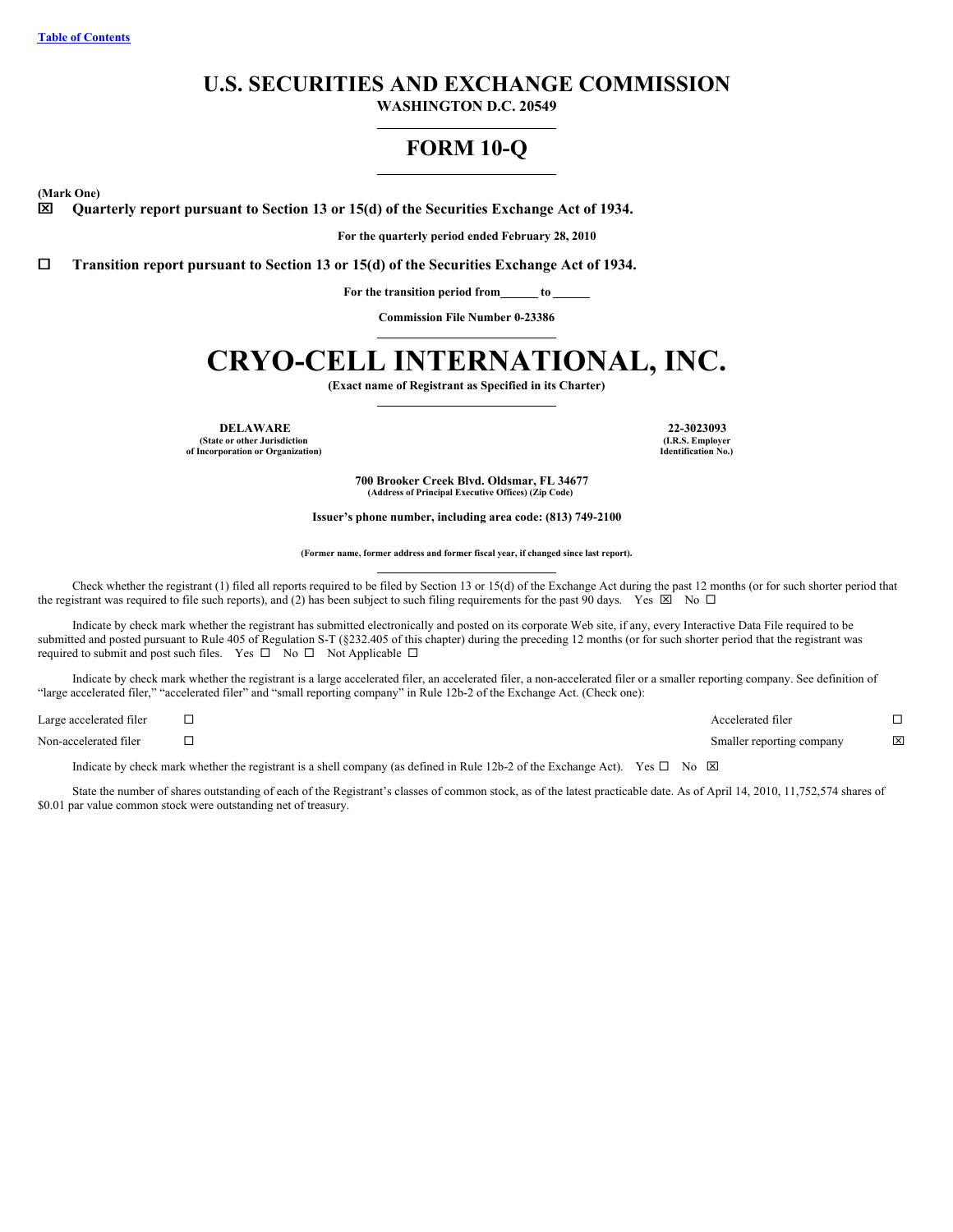Table of Contents

# U.S. SECURITIES AND EXCHANGE COMMISSION

**WASHINGTON D.C. 20549**

## FORM 10-Q

**(Mark One)**

☒ **Quarterly report pursuant to Section 13 or 15(d) of the Securities Exchange Act of 1934.**

**For the quarterly period ended February 28, 2010**

☐ **Transition report pursuant to Section 13 or 15(d) of the Securities Exchange Act of 1934.**

**For the transition period from\_\_\_\_\_\_ to \_\_\_\_\_\_**

**Commission File Number 0-23386**

# CRYO-CELL INTERNATIONAL, INC.

**(Exact name of Registrant as Specified in its Charter)**

| **DELAWARE** | **22-3023093** |
|---|---|
| **(State or other Jurisdiction of Incorporation or Organization)** | **(I.R.S. Employer Identification No.)** |

**700 Brooker Creek Blvd. Oldsmar, FL 34677**
**(Address of Principal Executive Offices) (Zip Code)**

**Issuer's phone number, including area code: (813) 749-2100**

**(Former name, former address and former fiscal year, if changed since last report).**

Check whether the registrant (1) filed all reports required to be filed by Section 13 or 15(d) of the Exchange Act during the past 12 months (or for such shorter period that the registrant was required to file such reports), and (2) has been subject to such filing requirements for the past 90 days. Yes ☒ No ☐

Indicate by check mark whether the registrant has submitted electronically and posted on its corporate Web site, if any, every Interactive Data File required to be submitted and posted pursuant to Rule 405 of Regulation S-T (§232.405 of this chapter) during the preceding 12 months (or for such shorter period that the registrant was required to submit and post such files. Yes ☐ No ☐ Not Applicable ☐

Indicate by check mark whether the registrant is a large accelerated filer, an accelerated filer, a non-accelerated filer or a smaller reporting company. See definition of "large accelerated filer," "accelerated filer" and "small reporting company" in Rule 12b-2 of the Exchange Act. (Check one):

| | | | |
|---|---|---|---|
| Large accelerated filer | ☐ | Accelerated filer | ☐ |
| Non-accelerated filer | ☐ | Smaller reporting company | ☒ |

Indicate by check mark whether the registrant is a shell company (as defined in Rule 12b-2 of the Exchange Act). Yes ☐ No ☒

State the number of shares outstanding of each of the Registrant's classes of common stock, as of the latest practicable date. As of April 14, 2010, 11,752,574 shares of $0.01 par value common stock were outstanding net of treasury.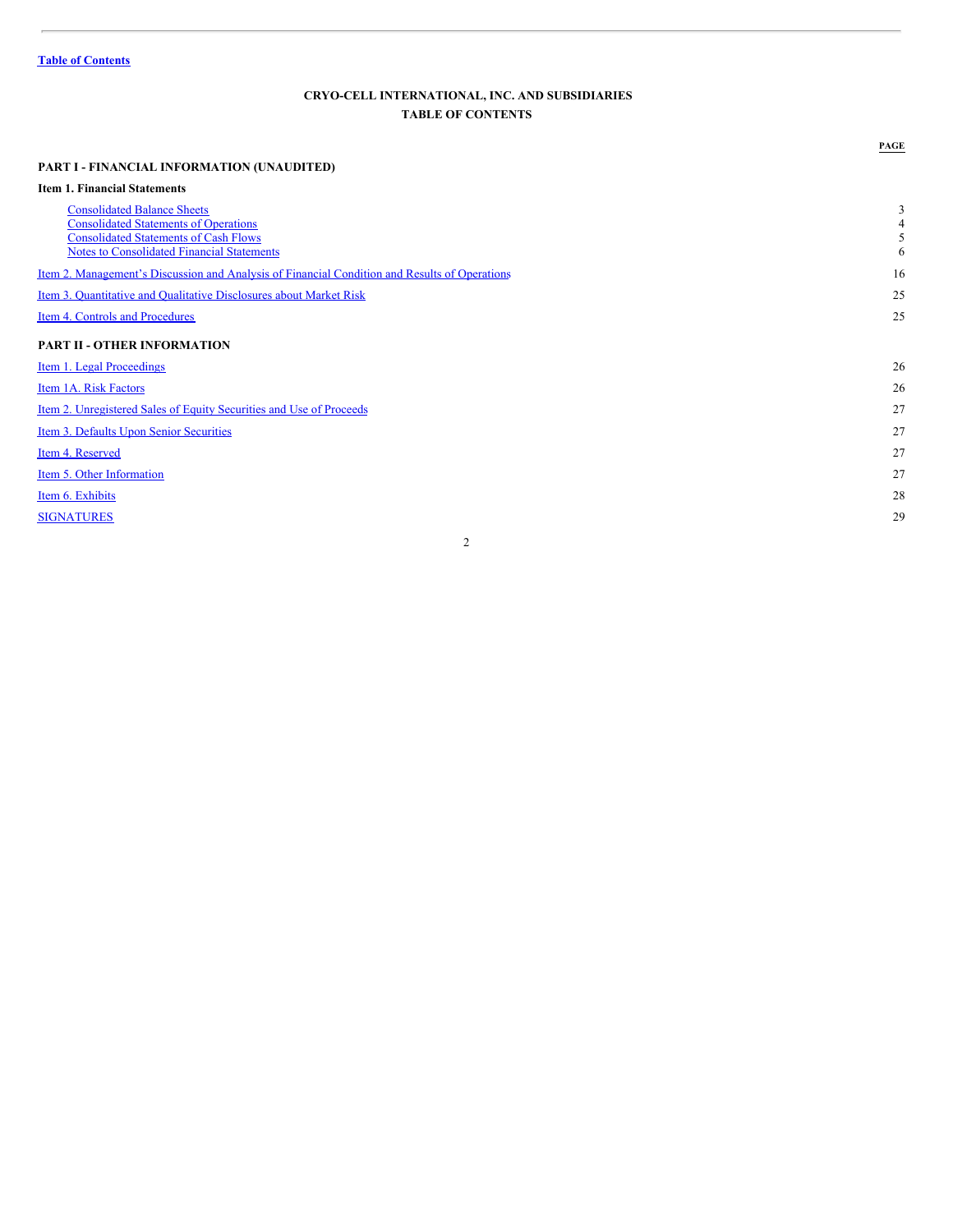Table of Contents

**CRYO-CELL INTERNATIONAL, INC. AND SUBSIDIARIES**
**TABLE OF CONTENTS**

| | PAGE |
|---|---|
| **PART I - FINANCIAL INFORMATION (UNAUDITED)** | |
| **Item 1. Financial Statements** | |
| Consolidated Balance Sheets | 3 |
| Consolidated Statements of Operations | 4 |
| Consolidated Statements of Cash Flows | 5 |
| Notes to Consolidated Financial Statements | 6 |
| Item 2. Management's Discussion and Analysis of Financial Condition and Results of Operations | 16 |
| Item 3. Quantitative and Qualitative Disclosures about Market Risk | 25 |
| Item 4. Controls and Procedures | 25 |
| **PART II - OTHER INFORMATION** | |
| Item 1. Legal Proceedings | 26 |
| Item 1A. Risk Factors | 26 |
| Item 2. Unregistered Sales of Equity Securities and Use of Proceeds | 27 |
| Item 3. Defaults Upon Senior Securities | 27 |
| Item 4. Reserved | 27 |
| Item 5. Other Information | 27 |
| Item 6. Exhibits | 28 |
| SIGNATURES | 29 |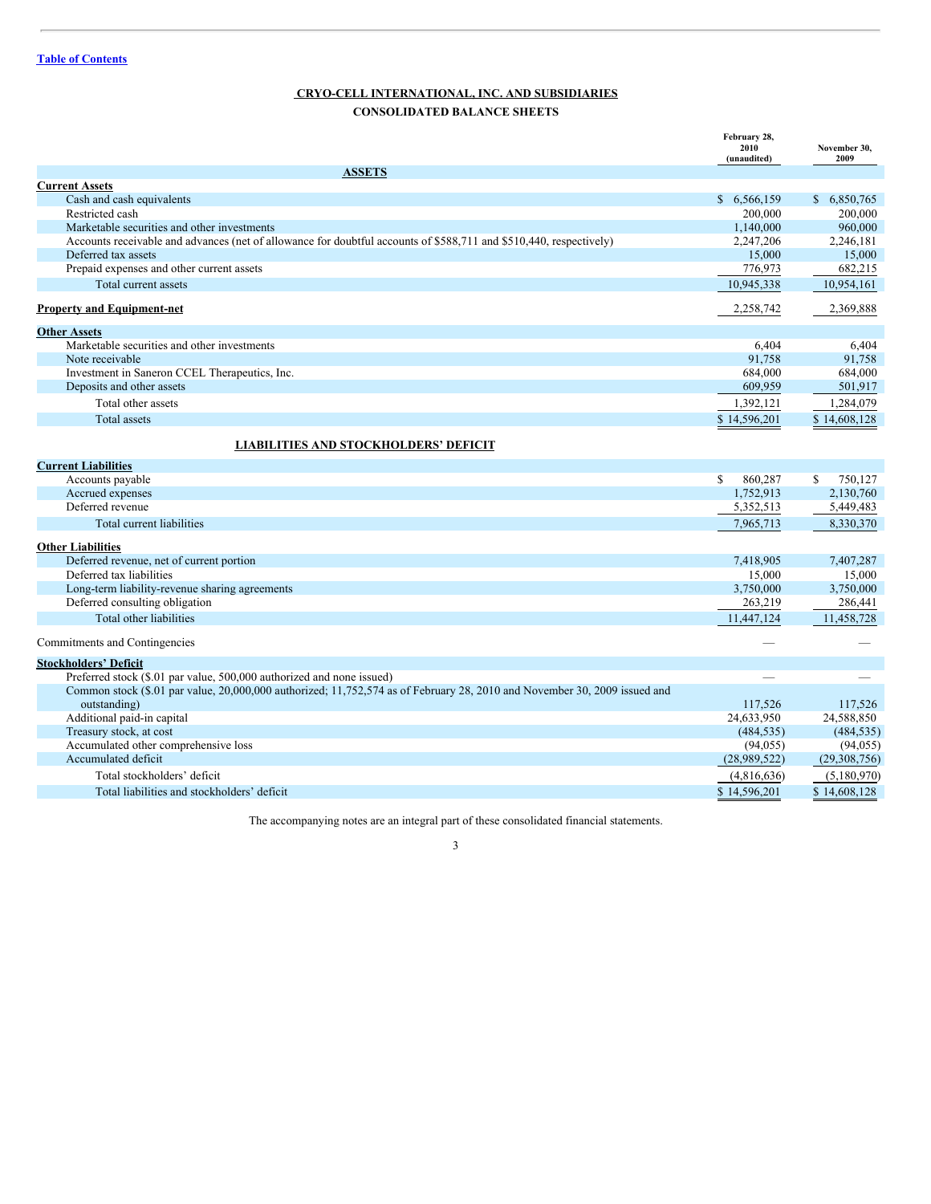[Table of Contents]

## CRYO-CELL INTERNATIONAL, INC. AND SUBSIDIARIES

### CONSOLIDATED BALANCE SHEETS

| | February 28, 2010 (unaudited) | November 30, 2009 |
|---|---|---|
| **ASSETS** | | |
| **Current Assets** | | |
| Cash and cash equivalents | $ 6,566,159 | $ 6,850,765 |
| Restricted cash | 200,000 | 200,000 |
| Marketable securities and other investments | 1,140,000 | 960,000 |
| Accounts receivable and advances (net of allowance for doubtful accounts of $588,711 and $510,440, respectively) | 2,247,206 | 2,246,181 |
| Deferred tax assets | 15,000 | 15,000 |
| Prepaid expenses and other current assets | 776,973 | 682,215 |
| Total current assets | 10,945,338 | 10,954,161 |
| **Property and Equipment-net** | 2,258,742 | 2,369,888 |
| **Other Assets** | | |
| Marketable securities and other investments | 6,404 | 6,404 |
| Note receivable | 91,758 | 91,758 |
| Investment in Saneron CCEL Therapeutics, Inc. | 684,000 | 684,000 |
| Deposits and other assets | 609,959 | 501,917 |
| Total other assets | 1,392,121 | 1,284,079 |
| Total assets | $ 14,596,201 | $ 14,608,128 |
| **LIABILITIES AND STOCKHOLDERS' DEFICIT** | | |
| **Current Liabilities** | | |
| Accounts payable | $ 860,287 | $ 750,127 |
| Accrued expenses | 1,752,913 | 2,130,760 |
| Deferred revenue | 5,352,513 | 5,449,483 |
| Total current liabilities | 7,965,713 | 8,330,370 |
| **Other Liabilities** | | |
| Deferred revenue, net of current portion | 7,418,905 | 7,407,287 |
| Deferred tax liabilities | 15,000 | 15,000 |
| Long-term liability-revenue sharing agreements | 3,750,000 | 3,750,000 |
| Deferred consulting obligation | 263,219 | 286,441 |
| Total other liabilities | 11,447,124 | 11,458,728 |
| Commitments and Contingencies | — | — |
| **Stockholders' Deficit** | | |
| Preferred stock ($.01 par value, 500,000 authorized and none issued) | — | — |
| Common stock ($.01 par value, 20,000,000 authorized; 11,752,574 as of February 28, 2010 and November 30, 2009 issued and outstanding) | 117,526 | 117,526 |
| Additional paid-in capital | 24,633,950 | 24,588,850 |
| Treasury stock, at cost | (484,535) | (484,535) |
| Accumulated other comprehensive loss | (94,055) | (94,055) |
| Accumulated deficit | (28,989,522) | (29,308,756) |
| Total stockholders' deficit | (4,816,636) | (5,180,970) |
| Total liabilities and stockholders' deficit | $ 14,596,201 | $ 14,608,128 |

The accompanying notes are an integral part of these consolidated financial statements.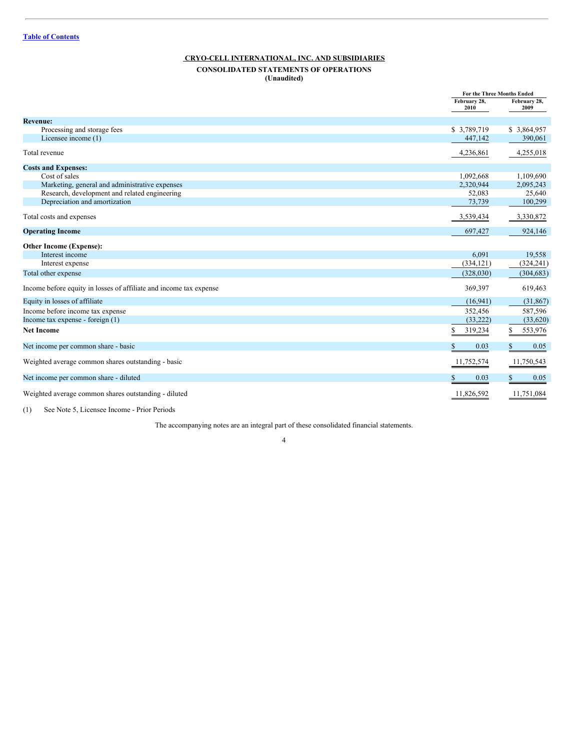[Table of Contents](#)

# CRYO-CELL INTERNATIONAL, INC. AND SUBSIDIARIES

## CONSOLIDATED STATEMENTS OF OPERATIONS
**(Unaudited)**

| | For the Three Months Ended | |
|---|---|---|
| | February 28, 2010 | February 28, 2009 |
| **Revenue:** | | |
| Processing and storage fees | $ 3,789,719 | $ 3,864,957 |
| Licensee income (1) | 447,142 | 390,061 |
| Total revenue | 4,236,861 | 4,255,018 |
| **Costs and Expenses:** | | |
| Cost of sales | 1,092,668 | 1,109,690 |
| Marketing, general and administrative expenses | 2,320,944 | 2,095,243 |
| Research, development and related engineering | 52,083 | 25,640 |
| Depreciation and amortization | 73,739 | 100,299 |
| Total costs and expenses | 3,539,434 | 3,330,872 |
| **Operating Income** | 697,427 | 924,146 |
| **Other Income (Expense):** | | |
| Interest income | 6,091 | 19,558 |
| Interest expense | (334,121) | (324,241) |
| Total other expense | (328,030) | (304,683) |
| Income before equity in losses of affiliate and income tax expense | 369,397 | 619,463 |
| Equity in losses of affiliate | (16,941) | (31,867) |
| Income before income tax expense | 352,456 | 587,596 |
| Income tax expense - foreign (1) | (33,222) | (33,620) |
| **Net Income** | $ 319,234 | $ 553,976 |
| Net income per common share - basic | $ 0.03 | $ 0.05 |
| Weighted average common shares outstanding - basic | 11,752,574 | 11,750,543 |
| Net income per common share - diluted | $ 0.03 | $ 0.05 |
| Weighted average common shares outstanding - diluted | 11,826,592 | 11,751,084 |

(1) See Note 5, Licensee Income - Prior Periods

The accompanying notes are an integral part of these consolidated financial statements.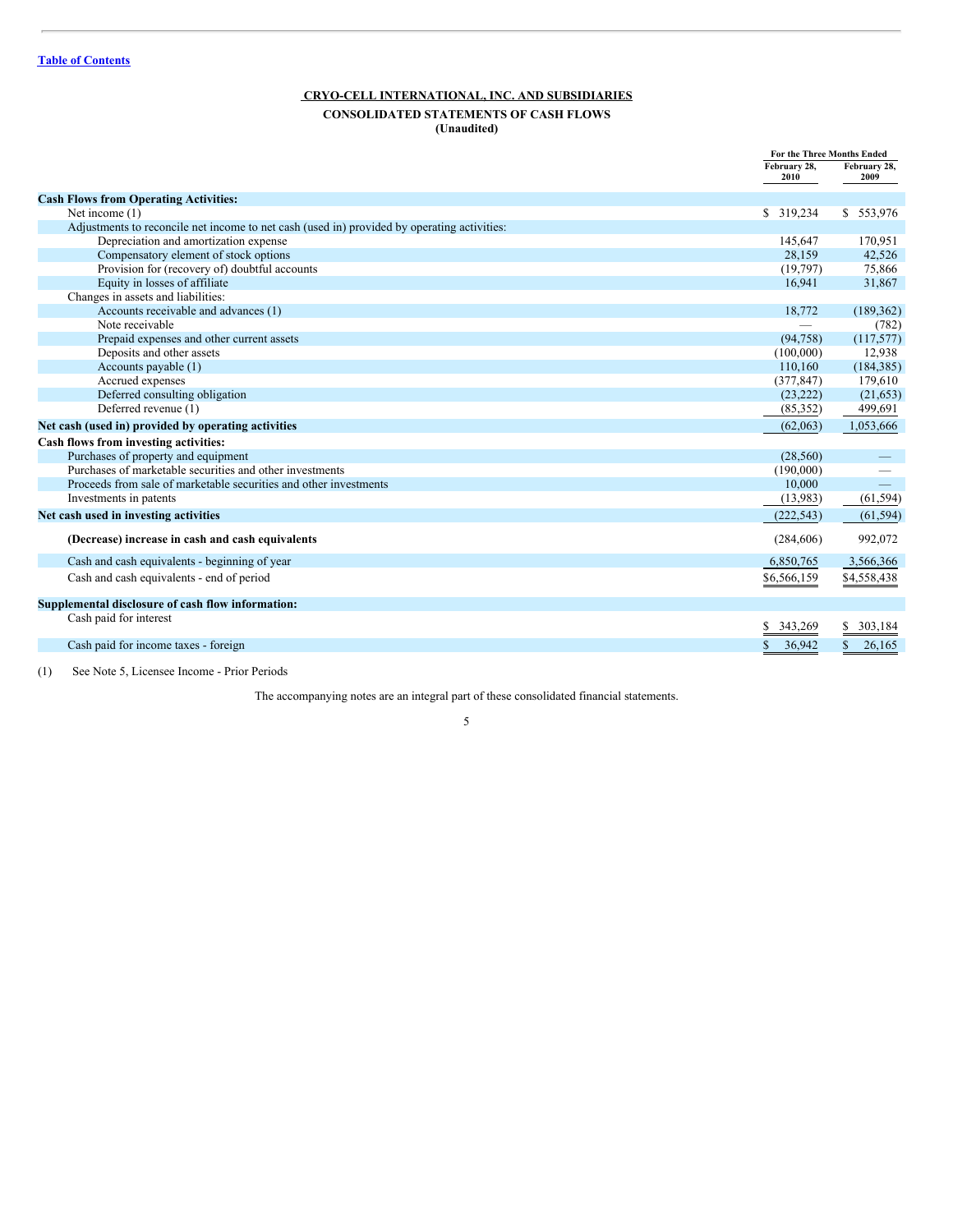[Table of Contents](#)

## CRYO-CELL INTERNATIONAL, INC. AND SUBSIDIARIES

### CONSOLIDATED STATEMENTS OF CASH FLOWS
**(Unaudited)**

| | For the Three Months Ended | |
|---|---|---|
| | February 28, 2010 | February 28, 2009 |
| **Cash Flows from Operating Activities:** | | |
| Net income (1) | $ 319,234 | $ 553,976 |
| Adjustments to reconcile net income to net cash (used in) provided by operating activities: | | |
| Depreciation and amortization expense | 145,647 | 170,951 |
| Compensatory element of stock options | 28,159 | 42,526 |
| Provision for (recovery of) doubtful accounts | (19,797) | 75,866 |
| Equity in losses of affiliate | 16,941 | 31,867 |
| Changes in assets and liabilities: | | |
| Accounts receivable and advances (1) | 18,772 | (189,362) |
| Note receivable | — | (782) |
| Prepaid expenses and other current assets | (94,758) | (117,577) |
| Deposits and other assets | (100,000) | 12,938 |
| Accounts payable (1) | 110,160 | (184,385) |
| Accrued expenses | (377,847) | 179,610 |
| Deferred consulting obligation | (23,222) | (21,653) |
| Deferred revenue (1) | (85,352) | 499,691 |
| **Net cash (used in) provided by operating activities** | (62,063) | 1,053,666 |
| **Cash flows from investing activities:** | | |
| Purchases of property and equipment | (28,560) | — |
| Purchases of marketable securities and other investments | (190,000) | — |
| Proceeds from sale of marketable securities and other investments | 10,000 | — |
| Investments in patents | (13,983) | (61,594) |
| **Net cash used in investing activities** | (222,543) | (61,594) |
| **(Decrease) increase in cash and cash equivalents** | (284,606) | 992,072 |
| Cash and cash equivalents - beginning of year | 6,850,765 | 3,566,366 |
| Cash and cash equivalents - end of period | $6,566,159 | $4,558,438 |
| **Supplemental disclosure of cash flow information:** | | |
| Cash paid for interest | $ 343,269 | $ 303,184 |
| Cash paid for income taxes - foreign | $ 36,942 | $ 26,165 |

(1) See Note 5, Licensee Income - Prior Periods

The accompanying notes are an integral part of these consolidated financial statements.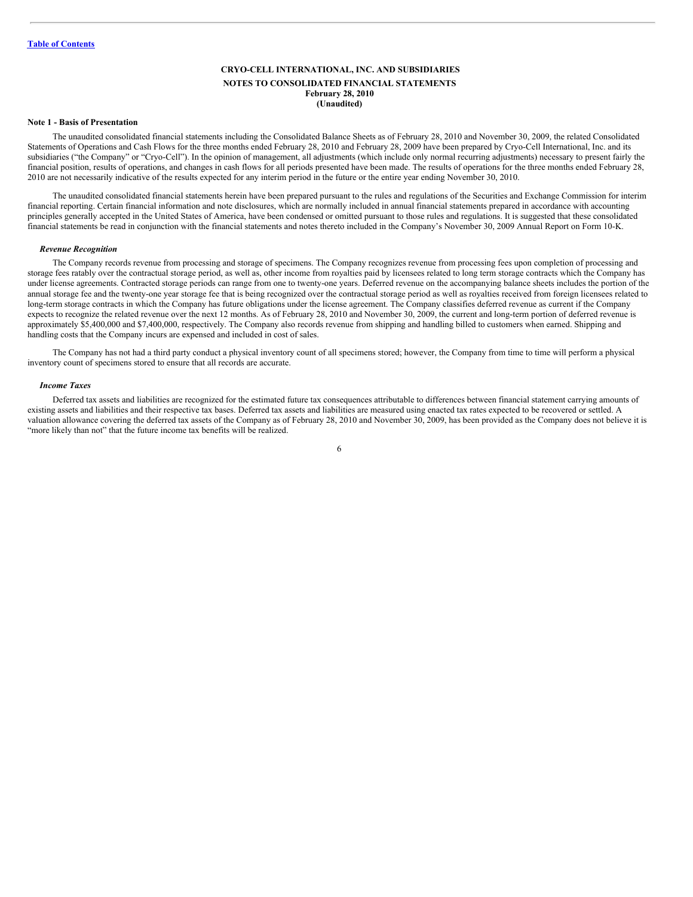[Table of Contents](#)

**CRYO-CELL INTERNATIONAL, INC. AND SUBSIDIARIES**
**NOTES TO CONSOLIDATED FINANCIAL STATEMENTS**
**February 28, 2010**
**(Unaudited)**

**Note 1 - Basis of Presentation**

The unaudited consolidated financial statements including the Consolidated Balance Sheets as of February 28, 2010 and November 30, 2009, the related Consolidated Statements of Operations and Cash Flows for the three months ended February 28, 2010 and February 28, 2009 have been prepared by Cryo-Cell International, Inc. and its subsidiaries ("the Company" or "Cryo-Cell"). In the opinion of management, all adjustments (which include only normal recurring adjustments) necessary to present fairly the financial position, results of operations, and changes in cash flows for all periods presented have been made. The results of operations for the three months ended February 28, 2010 are not necessarily indicative of the results expected for any interim period in the future or the entire year ending November 30, 2010.

The unaudited consolidated financial statements herein have been prepared pursuant to the rules and regulations of the Securities and Exchange Commission for interim financial reporting. Certain financial information and note disclosures, which are normally included in annual financial statements prepared in accordance with accounting principles generally accepted in the United States of America, have been condensed or omitted pursuant to those rules and regulations. It is suggested that these consolidated financial statements be read in conjunction with the financial statements and notes thereto included in the Company's November 30, 2009 Annual Report on Form 10-K.

***Revenue Recognition***

The Company records revenue from processing and storage of specimens. The Company recognizes revenue from processing fees upon completion of processing and storage fees ratably over the contractual storage period, as well as, other income from royalties paid by licensees related to long term storage contracts which the Company has under license agreements. Contracted storage periods can range from one to twenty-one years. Deferred revenue on the accompanying balance sheets includes the portion of the annual storage fee and the twenty-one year storage fee that is being recognized over the contractual storage period as well as royalties received from foreign licensees related to long-term storage contracts in which the Company has future obligations under the license agreement. The Company classifies deferred revenue as current if the Company expects to recognize the related revenue over the next 12 months. As of February 28, 2010 and November 30, 2009, the current and long-term portion of deferred revenue is approximately $5,400,000 and $7,400,000, respectively. The Company also records revenue from shipping and handling billed to customers when earned. Shipping and handling costs that the Company incurs are expensed and included in cost of sales.

The Company has not had a third party conduct a physical inventory count of all specimens stored; however, the Company from time to time will perform a physical inventory count of specimens stored to ensure that all records are accurate.

***Income Taxes***

Deferred tax assets and liabilities are recognized for the estimated future tax consequences attributable to differences between financial statement carrying amounts of existing assets and liabilities and their respective tax bases. Deferred tax assets and liabilities are measured using enacted tax rates expected to be recovered or settled. A valuation allowance covering the deferred tax assets of the Company as of February 28, 2010 and November 30, 2009, has been provided as the Company does not believe it is "more likely than not" that the future income tax benefits will be realized.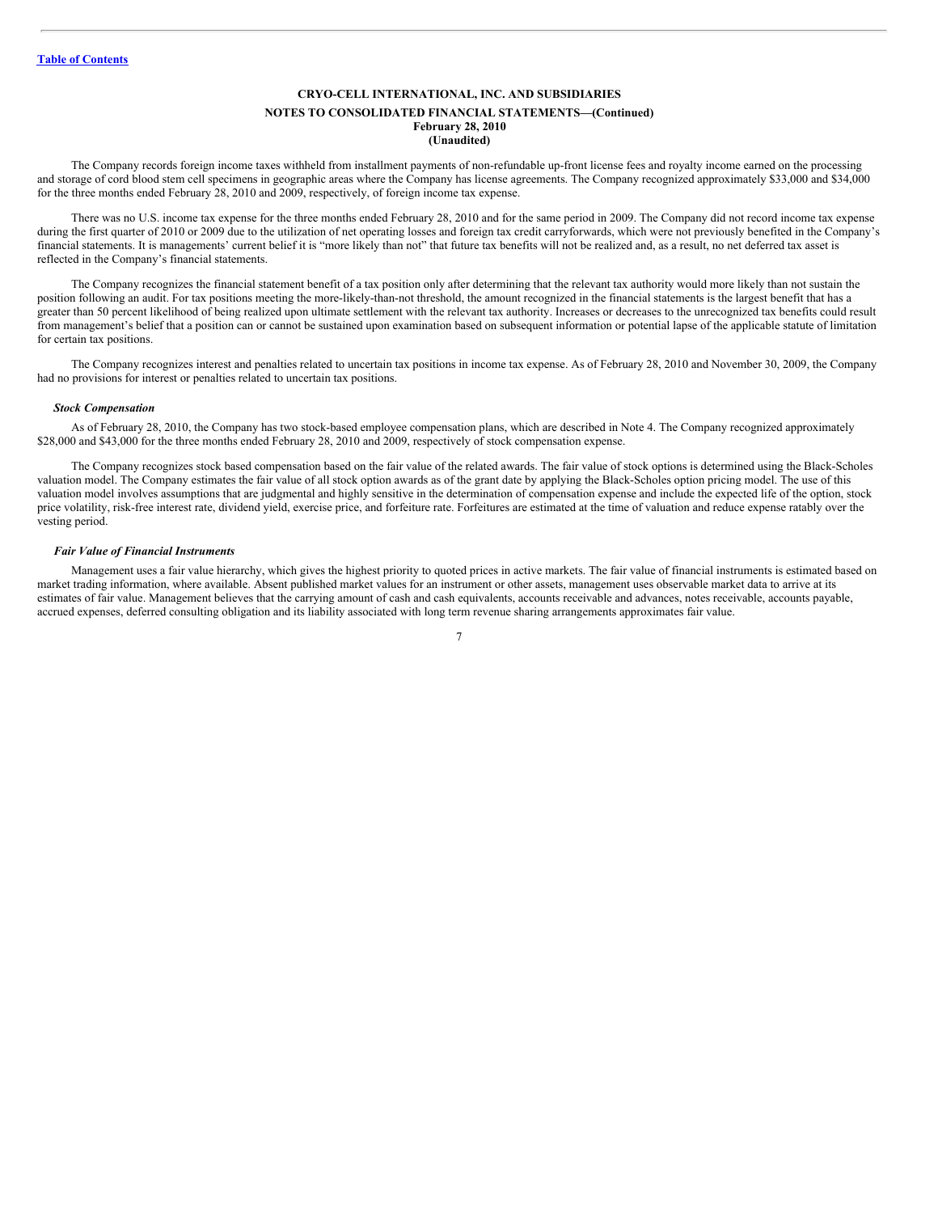The Company records foreign income taxes withheld from installment payments of non-refundable up-front license fees and royalty income earned on the processing and storage of cord blood stem cell specimens in geographic areas where the Company has license agreements. The Company recognized approximately \$33,000 and \$34,000 for the three months ended February 28, 2010 and 2009, respectively, of foreign income tax expense.

There was no U.S. income tax expense for the three months ended February 28, 2010 and for the same period in 2009. The Company did not record income tax expense during the first quarter of 2010 or 2009 due to the utilization of net operating losses and foreign tax credit carryforwards, which were not previously benefited in the Company's financial statements. It is managements' current belief it is "more likely than not" that future tax benefits will not be realized and, as a result, no net deferred tax asset is reflected in the Company's financial statements.

The Company recognizes the financial statement benefit of a tax position only after determining that the relevant tax authority would more likely than not sustain the position following an audit. For tax positions meeting the more-likely-than-not threshold, the amount recognized in the financial statements is the largest benefit that has a greater than 50 percent likelihood of being realized upon ultimate settlement with the relevant tax authority. Increases or decreases to the unrecognized tax benefits could result from management's belief that a position can or cannot be sustained upon examination based on subsequent information or potential lapse of the applicable statute of limitation for certain tax positions.

The Company recognizes interest and penalties related to uncertain tax positions in income tax expense. As of February 28, 2010 and November 30, 2009, the Company had no provisions for interest or penalties related to uncertain tax positions.

### *Stock Compensation*

As of February 28, 2010, the Company has two stock-based employee compensation plans, which are described in Note 4. The Company recognized approximately \$28,000 and \$43,000 for the three months ended February 28, 2010 and 2009, respectively of stock compensation expense.

The Company recognizes stock based compensation based on the fair value of the related awards. The fair value of stock options is determined using the Black-Scholes valuation model. The Company estimates the fair value of all stock option awards as of the grant date by applying the Black-Scholes option pricing model. The use of this valuation model involves assumptions that are judgmental and highly sensitive in the determination of compensation expense and include the expected life of the option, stock price volatility, risk-free interest rate, dividend yield, exercise price, and forfeiture rate. Forfeitures are estimated at the time of valuation and reduce expense ratably over the vesting period.

### *Fair Value of Financial Instruments*

Management uses a fair value hierarchy, which gives the highest priority to quoted prices in active markets. The fair value of financial instruments is estimated based on market trading information, where available. Absent published market values for an instrument or other assets, management uses observable market data to arrive at its estimates of fair value. Management believes that the carrying amount of cash and cash equivalents, accounts receivable and advances, notes receivable, accounts payable, accrued expenses, deferred consulting obligation and its liability associated with long term revenue sharing arrangements approximates fair value.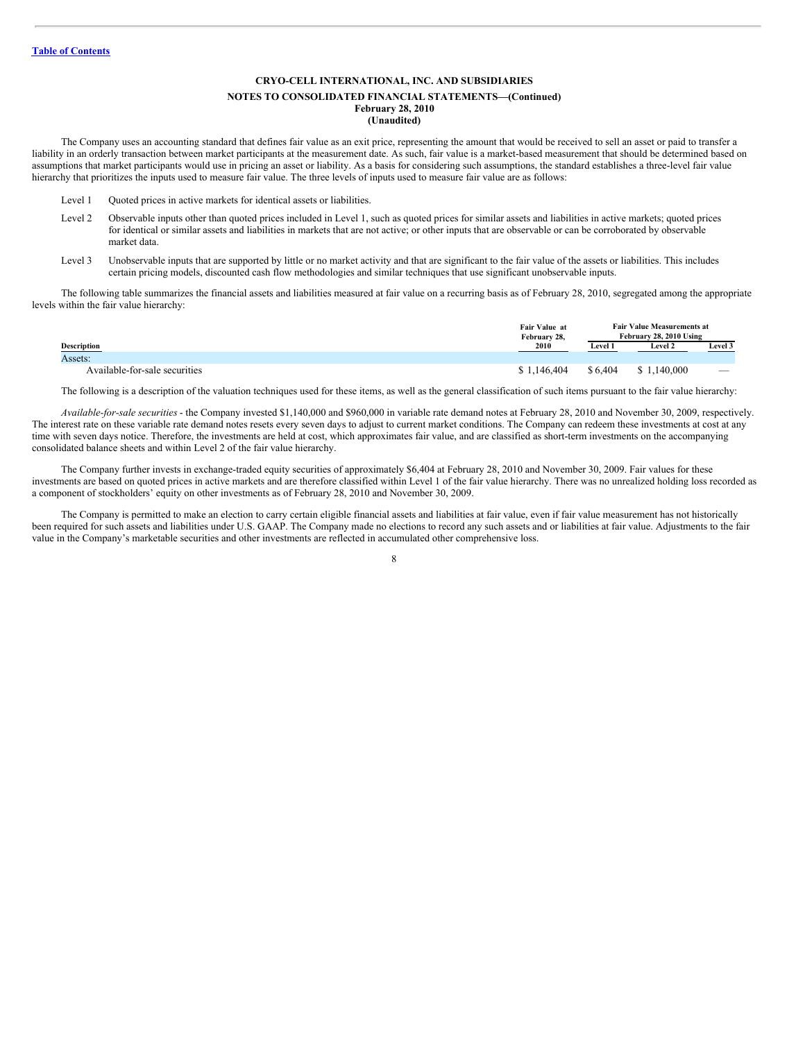**CRYO-CELL INTERNATIONAL, INC. AND SUBSIDIARIES**

**NOTES TO CONSOLIDATED FINANCIAL STATEMENTS—(Continued)**
**February 28, 2010**
**(Unaudited)**

The Company uses an accounting standard that defines fair value as an exit price, representing the amount that would be received to sell an asset or paid to transfer a liability in an orderly transaction between market participants at the measurement date. As such, fair value is a market-based measurement that should be determined based on assumptions that market participants would use in pricing an asset or liability. As a basis for considering such assumptions, the standard establishes a three-level fair value hierarchy that prioritizes the inputs used to measure fair value. The three levels of inputs used to measure fair value are as follows:

- Level 1 Quoted prices in active markets for identical assets or liabilities.
- Level 2 Observable inputs other than quoted prices included in Level 1, such as quoted prices for similar assets and liabilities in active markets; quoted prices for identical or similar assets and liabilities in markets that are not active; or other inputs that are observable or can be corroborated by observable market data.
- Level 3 Unobservable inputs that are supported by little or no market activity and that are significant to the fair value of the assets or liabilities. This includes certain pricing models, discounted cash flow methodologies and similar techniques that use significant unobservable inputs.

The following table summarizes the financial assets and liabilities measured at fair value on a recurring basis as of February 28, 2010, segregated among the appropriate levels within the fair value hierarchy:

| Description | Fair Value at February 28, 2010 | Fair Value Measurements at February 28, 2010 Using | | |
|---|---|---|---|---|
| | | Level 1 | Level 2 | Level 3 |
| Assets: | | | | |
| Available-for-sale securities | $ 1,146,404 | $ 6,404 | $ 1,140,000 | — |

The following is a description of the valuation techniques used for these items, as well as the general classification of such items pursuant to the fair value hierarchy:

*Available-for-sale securities* - the Company invested $1,140,000 and $960,000 in variable rate demand notes at February 28, 2010 and November 30, 2009, respectively. The interest rate on these variable rate demand notes resets every seven days to adjust to current market conditions. The Company can redeem these investments at cost at any time with seven days notice. Therefore, the investments are held at cost, which approximates fair value, and are classified as short-term investments on the accompanying consolidated balance sheets and within Level 2 of the fair value hierarchy.

The Company further invests in exchange-traded equity securities of approximately $6,404 at February 28, 2010 and November 30, 2009. Fair values for these investments are based on quoted prices in active markets and are therefore classified within Level 1 of the fair value hierarchy. There was no unrealized holding loss recorded as a component of stockholders' equity on other investments as of February 28, 2010 and November 30, 2009.

The Company is permitted to make an election to carry certain eligible financial assets and liabilities at fair value, even if fair value measurement has not historically been required for such assets and liabilities under U.S. GAAP. The Company made no elections to record any such assets and or liabilities at fair value. Adjustments to the fair value in the Company's marketable securities and other investments are reflected in accumulated other comprehensive loss.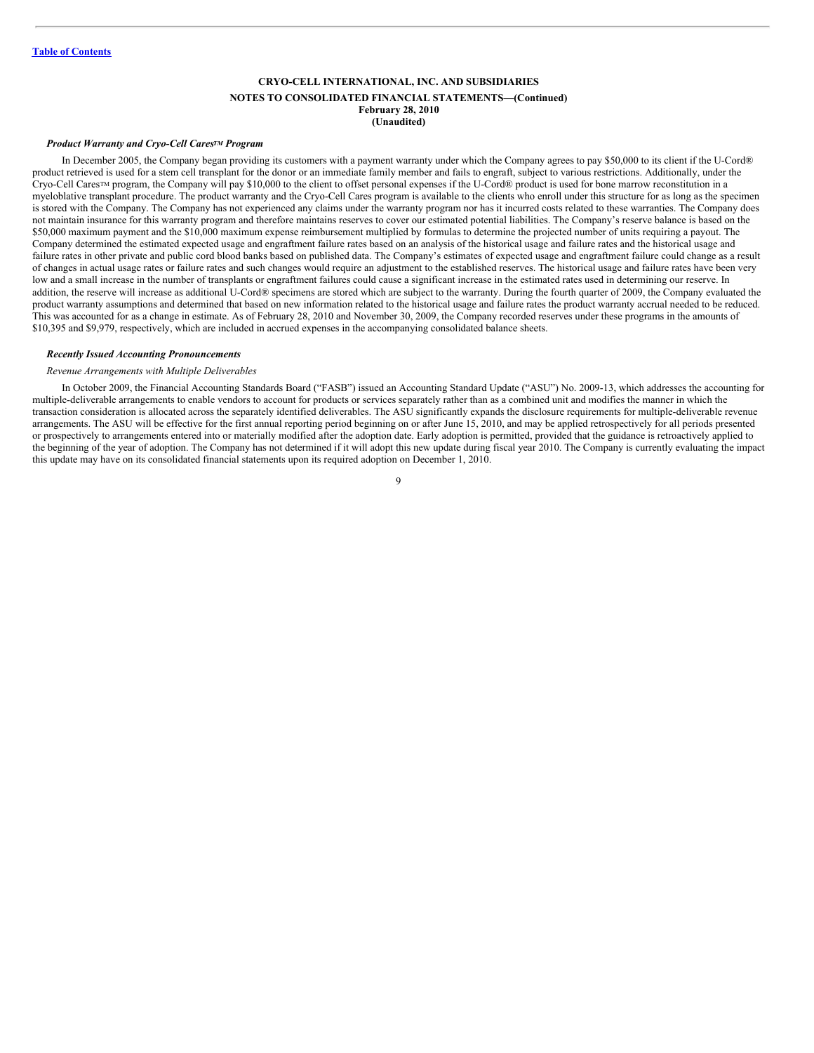[Table of Contents](#)

**CRYO-CELL INTERNATIONAL, INC. AND SUBSIDIARIES**
**NOTES TO CONSOLIDATED FINANCIAL STATEMENTS—(Continued)**
**February 28, 2010**
**(Unaudited)**

***Product Warranty and Cryo-Cell Cares™ Program***

In December 2005, the Company began providing its customers with a payment warranty under which the Company agrees to pay $50,000 to its client if the U-Cord® product retrieved is used for a stem cell transplant for the donor or an immediate family member and fails to engraft, subject to various restrictions. Additionally, under the Cryo-Cell Cares™ program, the Company will pay $10,000 to the client to offset personal expenses if the U-Cord® product is used for bone marrow reconstitution in a myeloblative transplant procedure. The product warranty and the Cryo-Cell Cares program is available to the clients who enroll under this structure for as long as the specimen is stored with the Company. The Company has not experienced any claims under the warranty program nor has it incurred costs related to these warranties. The Company does not maintain insurance for this warranty program and therefore maintains reserves to cover our estimated potential liabilities. The Company's reserve balance is based on the $50,000 maximum payment and the $10,000 maximum expense reimbursement multiplied by formulas to determine the projected number of units requiring a payout. The Company determined the estimated expected usage and engraftment failure rates based on an analysis of the historical usage and failure rates and the historical usage and failure rates in other private and public cord blood banks based on published data. The Company's estimates of expected usage and engraftment failure could change as a result of changes in actual usage rates or failure rates and such changes would require an adjustment to the established reserves. The historical usage and failure rates have been very low and a small increase in the number of transplants or engraftment failures could cause a significant increase in the estimated rates used in determining our reserve. In addition, the reserve will increase as additional U-Cord® specimens are stored which are subject to the warranty. During the fourth quarter of 2009, the Company evaluated the product warranty assumptions and determined that based on new information related to the historical usage and failure rates the product warranty accrual needed to be reduced. This was accounted for as a change in estimate. As of February 28, 2010 and November 30, 2009, the Company recorded reserves under these programs in the amounts of $10,395 and $9,979, respectively, which are included in accrued expenses in the accompanying consolidated balance sheets.

***Recently Issued Accounting Pronouncements***

*Revenue Arrangements with Multiple Deliverables*

In October 2009, the Financial Accounting Standards Board ("FASB") issued an Accounting Standard Update ("ASU") No. 2009-13, which addresses the accounting for multiple-deliverable arrangements to enable vendors to account for products or services separately rather than as a combined unit and modifies the manner in which the transaction consideration is allocated across the separately identified deliverables. The ASU significantly expands the disclosure requirements for multiple-deliverable revenue arrangements. The ASU will be effective for the first annual reporting period beginning on or after June 15, 2010, and may be applied retrospectively for all periods presented or prospectively to arrangements entered into or materially modified after the adoption date. Early adoption is permitted, provided that the guidance is retroactively applied to the beginning of the year of adoption. The Company has not determined if it will adopt this new update during fiscal year 2010. The Company is currently evaluating the impact this update may have on its consolidated financial statements upon its required adoption on December 1, 2010.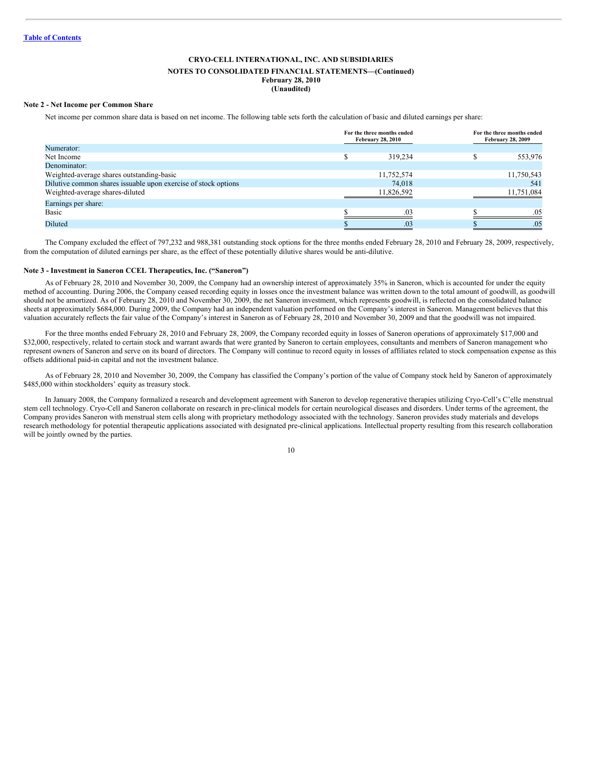[Table of Contents](#)

**CRYO-CELL INTERNATIONAL, INC. AND SUBSIDIARIES**
**NOTES TO CONSOLIDATED FINANCIAL STATEMENTS—(Continued)**
**February 28, 2010**
**(Unaudited)**

**Note 2 - Net Income per Common Share**

Net income per common share data is based on net income. The following table sets forth the calculation of basic and diluted earnings per share:

| | For the three months ended February 28, 2010 | For the three months ended February 28, 2009 |
|---|---|---|
| Numerator: | | |
| Net Income | $ 319,234 | $ 553,976 |
| Denominator: | | |
| Weighted-average shares outstanding-basic | 11,752,574 | 11,750,543 |
| Dilutive common shares issuable upon exercise of stock options | 74,018 | 541 |
| Weighted-average shares-diluted | 11,826,592 | 11,751,084 |
| Earnings per share: | | |
| Basic | $ .03 | $ .05 |
| Diluted | $ .03 | $ .05 |

The Company excluded the effect of 797,232 and 988,381 outstanding stock options for the three months ended February 28, 2010 and February 28, 2009, respectively, from the computation of diluted earnings per share, as the effect of these potentially dilutive shares would be anti-dilutive.

**Note 3 - Investment in Saneron CCEL Therapeutics, Inc. ("Saneron")**

As of February 28, 2010 and November 30, 2009, the Company had an ownership interest of approximately 35% in Saneron, which is accounted for under the equity method of accounting. During 2006, the Company ceased recording equity in losses once the investment balance was written down to the total amount of goodwill, as goodwill should not be amortized. As of February 28, 2010 and November 30, 2009, the net Saneron investment, which represents goodwill, is reflected on the consolidated balance sheets at approximately $684,000. During 2009, the Company had an independent valuation performed on the Company's interest in Saneron. Management believes that this valuation accurately reflects the fair value of the Company's interest in Saneron as of February 28, 2010 and November 30, 2009 and that the goodwill was not impaired.

For the three months ended February 28, 2010 and February 28, 2009, the Company recorded equity in losses of Saneron operations of approximately $17,000 and $32,000, respectively, related to certain stock and warrant awards that were granted by Saneron to certain employees, consultants and members of Saneron management who represent owners of Saneron and serve on its board of directors. The Company will continue to record equity in losses of affiliates related to stock compensation expense as this offsets additional paid-in capital and not the investment balance.

As of February 28, 2010 and November 30, 2009, the Company has classified the Company's portion of the value of Company stock held by Saneron of approximately $485,000 within stockholders' equity as treasury stock.

In January 2008, the Company formalized a research and development agreement with Saneron to develop regenerative therapies utilizing Cryo-Cell's C'elle menstrual stem cell technology. Cryo-Cell and Saneron collaborate on research in pre-clinical models for certain neurological diseases and disorders. Under terms of the agreement, the Company provides Saneron with menstrual stem cells along with proprietary methodology associated with the technology. Saneron provides study materials and develops research methodology for potential therapeutic applications associated with designated pre-clinical applications. Intellectual property resulting from this research collaboration will be jointly owned by the parties.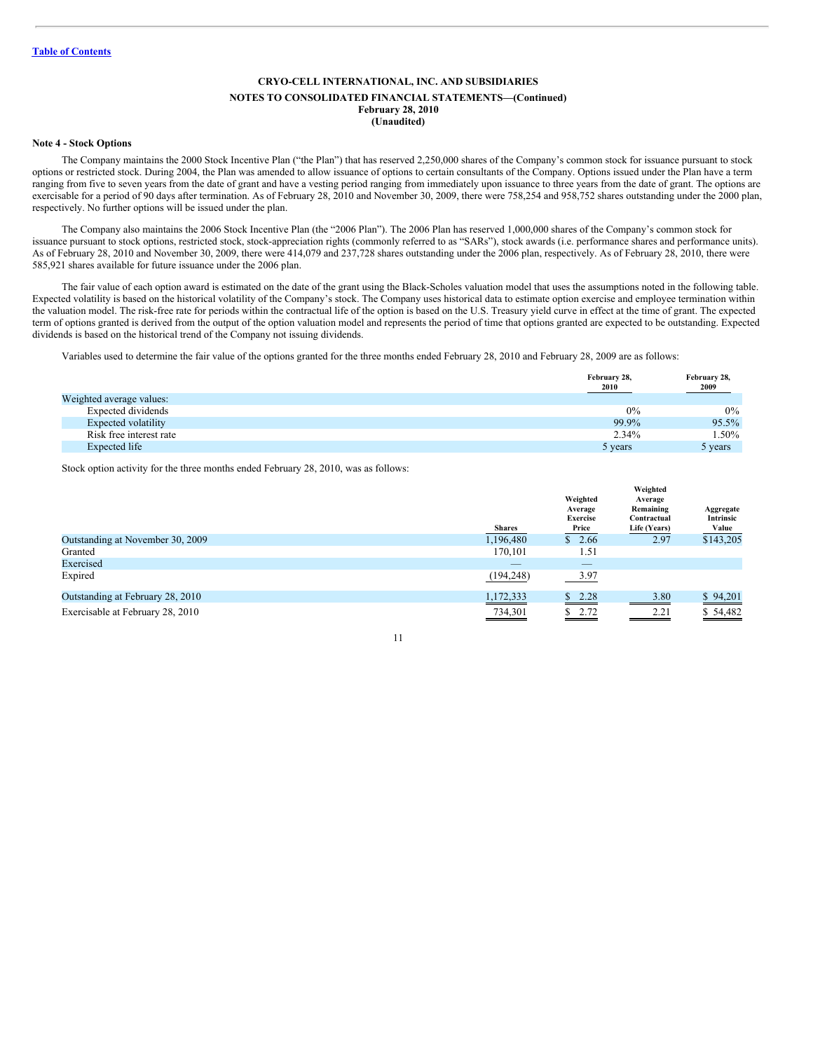[Table of Contents](#)

**CRYO-CELL INTERNATIONAL, INC. AND SUBSIDIARIES**

**NOTES TO CONSOLIDATED FINANCIAL STATEMENTS—(Continued)**
**February 28, 2010**
**(Unaudited)**

**Note 4 - Stock Options**

The Company maintains the 2000 Stock Incentive Plan ("the Plan") that has reserved 2,250,000 shares of the Company's common stock for issuance pursuant to stock options or restricted stock. During 2004, the Plan was amended to allow issuance of options to certain consultants of the Company. Options issued under the Plan have a term ranging from five to seven years from the date of grant and have a vesting period ranging from immediately upon issuance to three years from the date of grant. The options are exercisable for a period of 90 days after termination. As of February 28, 2010 and November 30, 2009, there were 758,254 and 958,752 shares outstanding under the 2000 plan, respectively. No further options will be issued under the plan.

The Company also maintains the 2006 Stock Incentive Plan (the "2006 Plan"). The 2006 Plan has reserved 1,000,000 shares of the Company's common stock for issuance pursuant to stock options, restricted stock, stock-appreciation rights (commonly referred to as "SARs"), stock awards (i.e. performance shares and performance units). As of February 28, 2010 and November 30, 2009, there were 414,079 and 237,728 shares outstanding under the 2006 plan, respectively. As of February 28, 2010, there were 585,921 shares available for future issuance under the 2006 plan.

The fair value of each option award is estimated on the date of the grant using the Black-Scholes valuation model that uses the assumptions noted in the following table. Expected volatility is based on the historical volatility of the Company's stock. The Company uses historical data to estimate option exercise and employee termination within the valuation model. The risk-free rate for periods within the contractual life of the option is based on the U.S. Treasury yield curve in effect at the time of grant. The expected term of options granted is derived from the output of the option valuation model and represents the period of time that options granted are expected to be outstanding. Expected dividends is based on the historical trend of the Company not issuing dividends.

Variables used to determine the fair value of the options granted for the three months ended February 28, 2010 and February 28, 2009 are as follows:

| | February 28, 2010 | February 28, 2009 |
|---|---|---|
| Weighted average values: | | |
| Expected dividends | 0% | 0% |
| Expected volatility | 99.9% | 95.5% |
| Risk free interest rate | 2.34% | 1.50% |
| Expected life | 5 years | 5 years |

Stock option activity for the three months ended February 28, 2010, was as follows:

| | Shares | Weighted Average Exercise Price | Weighted Average Remaining Contractual Life (Years) | Aggregate Intrinsic Value |
|---|---|---|---|---|
| Outstanding at November 30, 2009 | 1,196,480 | $ 2.66 | 2.97 | $143,205 |
| Granted | 170,101 | 1.51 | | |
| Exercised | — | — | | |
| Expired | (194,248) | 3.97 | | |
| Outstanding at February 28, 2010 | 1,172,333 | $ 2.28 | 3.80 | $ 94,201 |
| Exercisable at February 28, 2010 | 734,301 | $ 2.72 | 2.21 | $ 54,482 |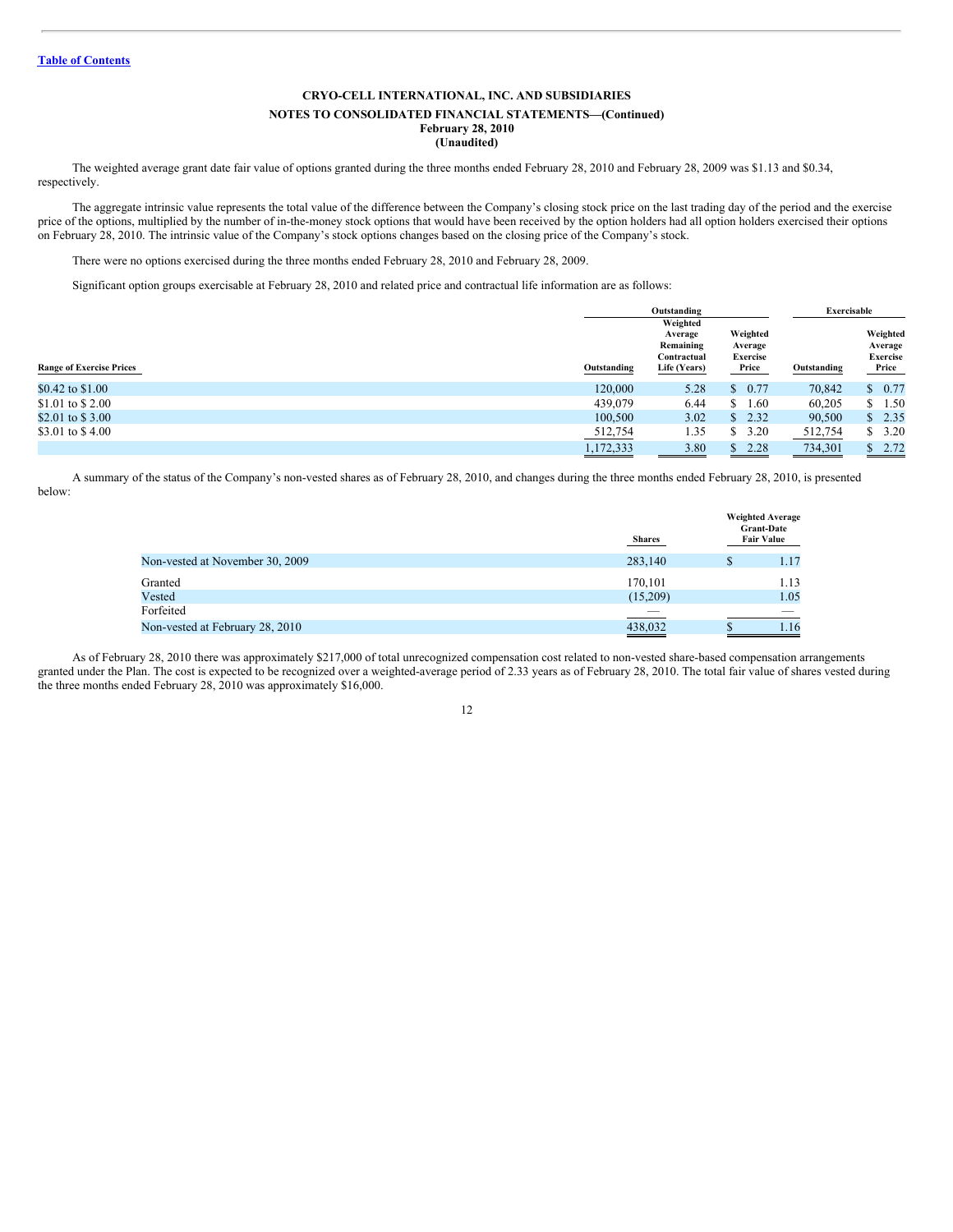**CRYO-CELL INTERNATIONAL, INC. AND SUBSIDIARIES**

**NOTES TO CONSOLIDATED FINANCIAL STATEMENTS—(Continued)**
**February 28, 2010**
**(Unaudited)**

The weighted average grant date fair value of options granted during the three months ended February 28, 2010 and February 28, 2009 was $1.13 and $0.34, respectively.

The aggregate intrinsic value represents the total value of the difference between the Company's closing stock price on the last trading day of the period and the exercise price of the options, multiplied by the number of in-the-money stock options that would have been received by the option holders had all option holders exercised their options on February 28, 2010. The intrinsic value of the Company's stock options changes based on the closing price of the Company's stock.

There were no options exercised during the three months ended February 28, 2010 and February 28, 2009.

Significant option groups exercisable at February 28, 2010 and related price and contractual life information are as follows:

| | Outstanding | | | Exercisable | |
|---|---|---|---|---|---|
| Range of Exercise Prices | Outstanding | Weighted Average Remaining Contractual Life (Years) | Weighted Average Exercise Price | Outstanding | Weighted Average Exercise Price |
| $0.42 to $1.00 | 120,000 | 5.28 | $ 0.77 | 70,842 | $ 0.77 |
| $1.01 to $ 2.00 | 439,079 | 6.44 | $ 1.60 | 60,205 | $ 1.50 |
| $2.01 to $ 3.00 | 100,500 | 3.02 | $ 2.32 | 90,500 | $ 2.35 |
| $3.01 to $ 4.00 | 512,754 | 1.35 | $ 3.20 | 512,754 | $ 3.20 |
| | 1,172,333 | 3.80 | $ 2.28 | 734,301 | $ 2.72 |

A summary of the status of the Company's non-vested shares as of February 28, 2010, and changes during the three months ended February 28, 2010, is presented below:

| | Shares | Weighted Average Grant-Date Fair Value |
|---|---|---|
| Non-vested at November 30, 2009 | 283,140 | $ 1.17 |
| Granted | 170,101 | 1.13 |
| Vested | (15,209) | 1.05 |
| Forfeited | — | — |
| Non-vested at February 28, 2010 | 438,032 | $ 1.16 |

As of February 28, 2010 there was approximately $217,000 of total unrecognized compensation cost related to non-vested share-based compensation arrangements granted under the Plan. The cost is expected to be recognized over a weighted-average period of 2.33 years as of February 28, 2010. The total fair value of shares vested during the three months ended February 28, 2010 was approximately $16,000.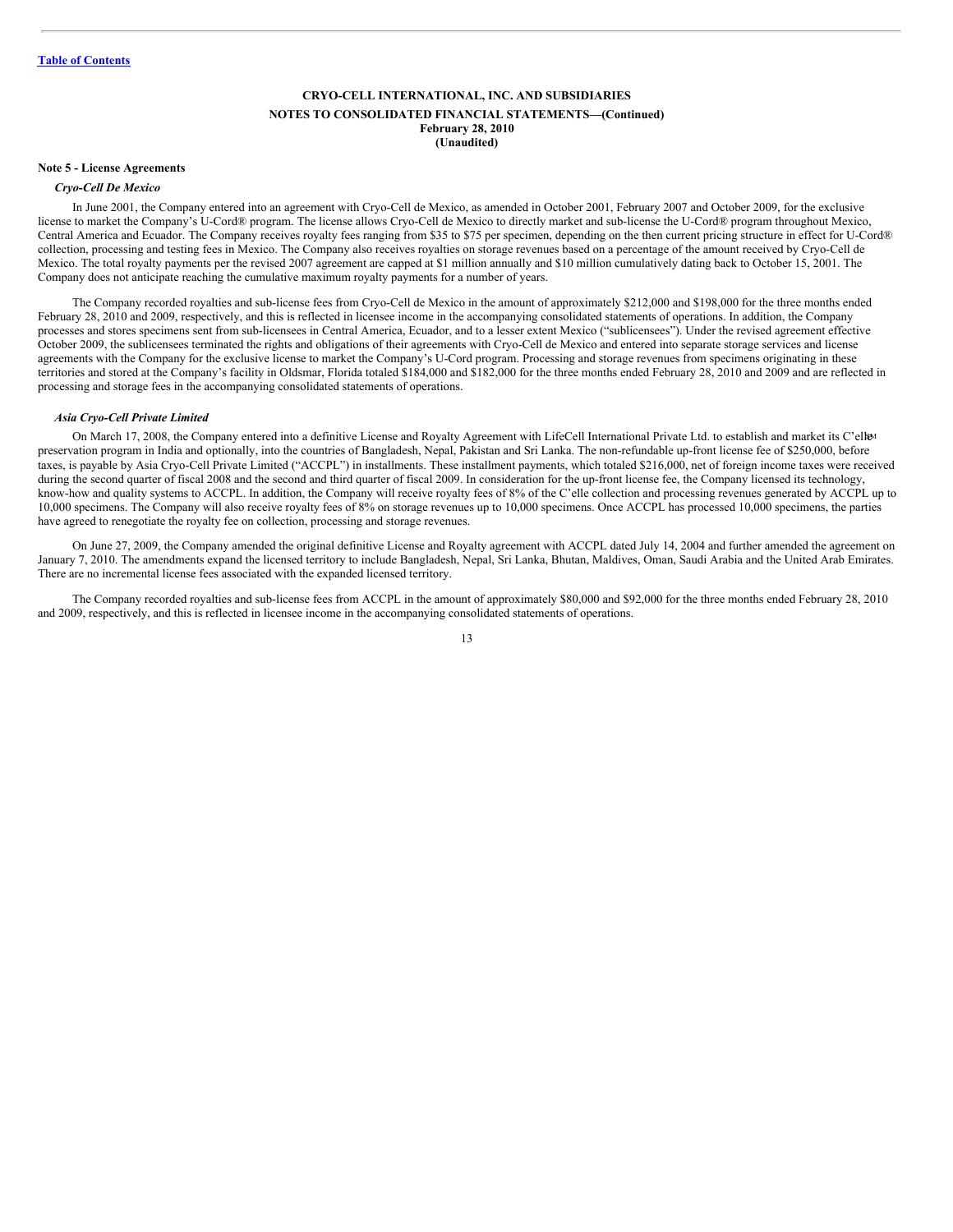[Table of Contents](#)

**CRYO-CELL INTERNATIONAL, INC. AND SUBSIDIARIES**

**NOTES TO CONSOLIDATED FINANCIAL STATEMENTS—(Continued)**
**February 28, 2010**
**(Unaudited)**

**Note 5 - License Agreements**

***Cryo-Cell De Mexico***

In June 2001, the Company entered into an agreement with Cryo-Cell de Mexico, as amended in October 2001, February 2007 and October 2009, for the exclusive license to market the Company's U-Cord® program. The license allows Cryo-Cell de Mexico to directly market and sub-license the U-Cord® program throughout Mexico, Central America and Ecuador. The Company receives royalty fees ranging from $35 to $75 per specimen, depending on the then current pricing structure in effect for U-Cord® collection, processing and testing fees in Mexico. The Company also receives royalties on storage revenues based on a percentage of the amount received by Cryo-Cell de Mexico. The total royalty payments per the revised 2007 agreement are capped at $1 million annually and $10 million cumulatively dating back to October 15, 2001. The Company does not anticipate reaching the cumulative maximum royalty payments for a number of years.

The Company recorded royalties and sub-license fees from Cryo-Cell de Mexico in the amount of approximately $212,000 and $198,000 for the three months ended February 28, 2010 and 2009, respectively, and this is reflected in licensee income in the accompanying consolidated statements of operations. In addition, the Company processes and stores specimens sent from sub-licensees in Central America, Ecuador, and to a lesser extent Mexico ("sublicensees"). Under the revised agreement effective October 2009, the sublicensees terminated the rights and obligations of their agreements with Cryo-Cell de Mexico and entered into separate storage services and license agreements with the Company for the exclusive license to market the Company's U-Cord program. Processing and storage revenues from specimens originating in these territories and stored at the Company's facility in Oldsmar, Florida totaled $184,000 and $182,000 for the three months ended February 28, 2010 and 2009 and are reflected in processing and storage fees in the accompanying consolidated statements of operations.

***Asia Cryo-Cell Private Limited***

On March 17, 2008, the Company entered into a definitive License and Royalty Agreement with LifeCell International Private Ltd. to establish and market its C'elle℠ preservation program in India and optionally, into the countries of Bangladesh, Nepal, Pakistan and Sri Lanka. The non-refundable up-front license fee of $250,000, before taxes, is payable by Asia Cryo-Cell Private Limited ("ACCPL") in installments. These installment payments, which totaled $216,000, net of foreign income taxes were received during the second quarter of fiscal 2008 and the second and third quarter of fiscal 2009. In consideration for the up-front license fee, the Company licensed its technology, know-how and quality systems to ACCPL. In addition, the Company will receive royalty fees of 8% of the C'elle collection and processing revenues generated by ACCPL up to 10,000 specimens. The Company will also receive royalty fees of 8% on storage revenues up to 10,000 specimens. Once ACCPL has processed 10,000 specimens, the parties have agreed to renegotiate the royalty fee on collection, processing and storage revenues.

On June 27, 2009, the Company amended the original definitive License and Royalty agreement with ACCPL dated July 14, 2004 and further amended the agreement on January 7, 2010. The amendments expand the licensed territory to include Bangladesh, Nepal, Sri Lanka, Bhutan, Maldives, Oman, Saudi Arabia and the United Arab Emirates. There are no incremental license fees associated with the expanded licensed territory.

The Company recorded royalties and sub-license fees from ACCPL in the amount of approximately $80,000 and $92,000 for the three months ended February 28, 2010 and 2009, respectively, and this is reflected in licensee income in the accompanying consolidated statements of operations.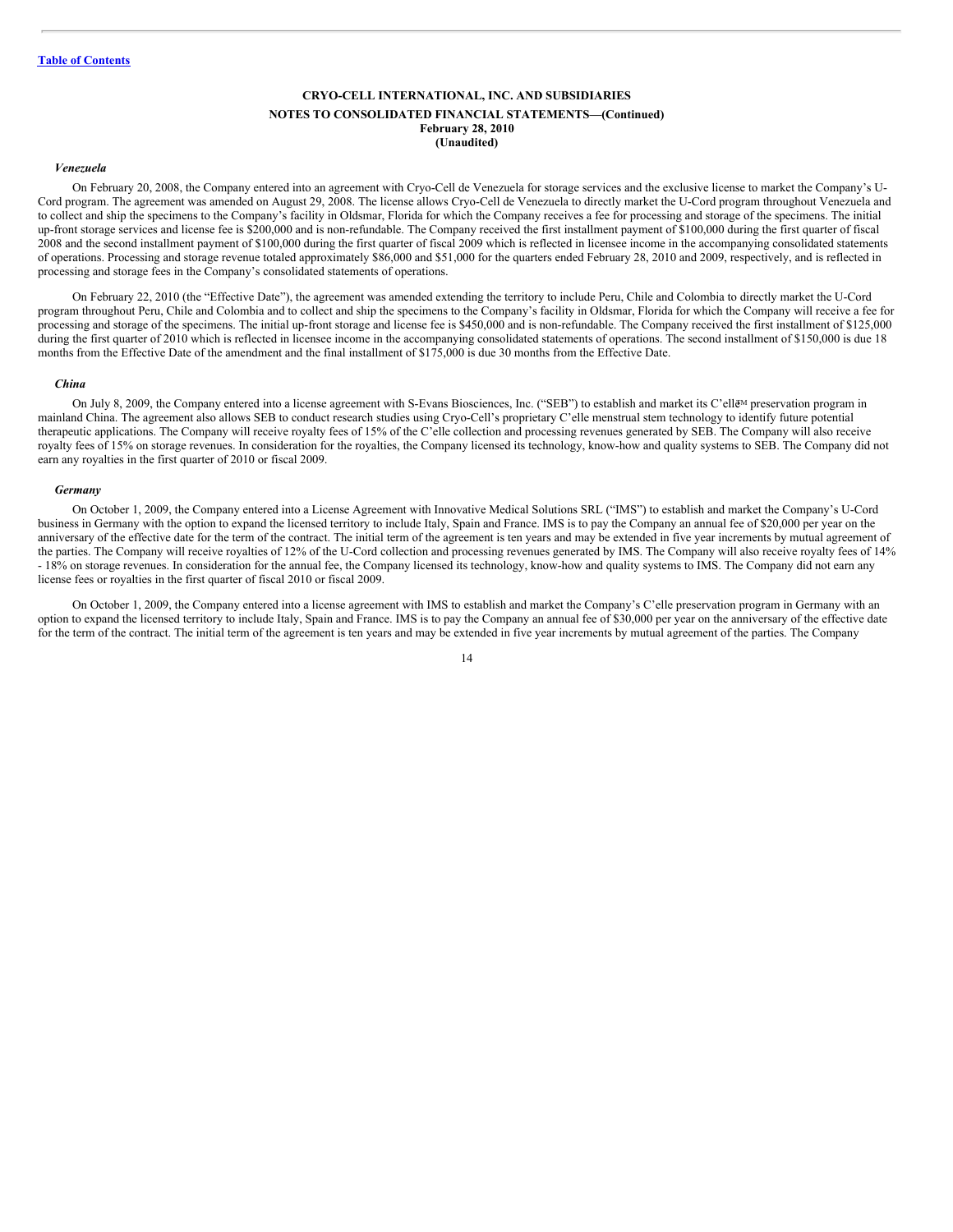### *Venezuela*

On February 20, 2008, the Company entered into an agreement with Cryo-Cell de Venezuela for storage services and the exclusive license to market the Company's U-Cord program. The agreement was amended on August 29, 2008. The license allows Cryo-Cell de Venezuela to directly market the U-Cord program throughout Venezuela and to collect and ship the specimens to the Company's facility in Oldsmar, Florida for which the Company receives a fee for processing and storage of the specimens. The initial up-front storage services and license fee is $200,000 and is non-refundable. The Company received the first installment payment of $100,000 during the first quarter of fiscal 2008 and the second installment payment of $100,000 during the first quarter of fiscal 2009 which is reflected in licensee income in the accompanying consolidated statements of operations. Processing and storage revenue totaled approximately $86,000 and $51,000 for the quarters ended February 28, 2010 and 2009, respectively, and is reflected in processing and storage fees in the Company's consolidated statements of operations.

On February 22, 2010 (the "Effective Date"), the agreement was amended extending the territory to include Peru, Chile and Colombia to directly market the U-Cord program throughout Peru, Chile and Colombia and to collect and ship the specimens to the Company's facility in Oldsmar, Florida for which the Company will receive a fee for processing and storage of the specimens. The initial up-front storage and license fee is $450,000 and is non-refundable. The Company received the first installment of $125,000 during the first quarter of 2010 which is reflected in licensee income in the accompanying consolidated statements of operations. The second installment of $150,000 is due 18 months from the Effective Date of the amendment and the final installment of $175,000 is due 30 months from the Effective Date.

### *China*

On July 8, 2009, the Company entered into a license agreement with S-Evans Biosciences, Inc. ("SEB") to establish and market its C'elle™ preservation program in mainland China. The agreement also allows SEB to conduct research studies using Cryo-Cell's proprietary C'elle menstrual stem technology to identify future potential therapeutic applications. The Company will receive royalty fees of 15% of the C'elle collection and processing revenues generated by SEB. The Company will also receive royalty fees of 15% on storage revenues. In consideration for the royalties, the Company licensed its technology, know-how and quality systems to SEB. The Company did not earn any royalties in the first quarter of 2010 or fiscal 2009.

### *Germany*

On October 1, 2009, the Company entered into a License Agreement with Innovative Medical Solutions SRL ("IMS") to establish and market the Company's U-Cord business in Germany with the option to expand the licensed territory to include Italy, Spain and France. IMS is to pay the Company an annual fee of $20,000 per year on the anniversary of the effective date for the term of the contract. The initial term of the agreement is ten years and may be extended in five year increments by mutual agreement of the parties. The Company will receive royalties of 12% of the U-Cord collection and processing revenues generated by IMS. The Company will also receive royalty fees of 14% - 18% on storage revenues. In consideration for the annual fee, the Company licensed its technology, know-how and quality systems to IMS. The Company did not earn any license fees or royalties in the first quarter of fiscal 2010 or fiscal 2009.

On October 1, 2009, the Company entered into a license agreement with IMS to establish and market the Company's C'elle preservation program in Germany with an option to expand the licensed territory to include Italy, Spain and France. IMS is to pay the Company an annual fee of $30,000 per year on the anniversary of the effective date for the term of the contract. The initial term of the agreement is ten years and may be extended in five year increments by mutual agreement of the parties. The Company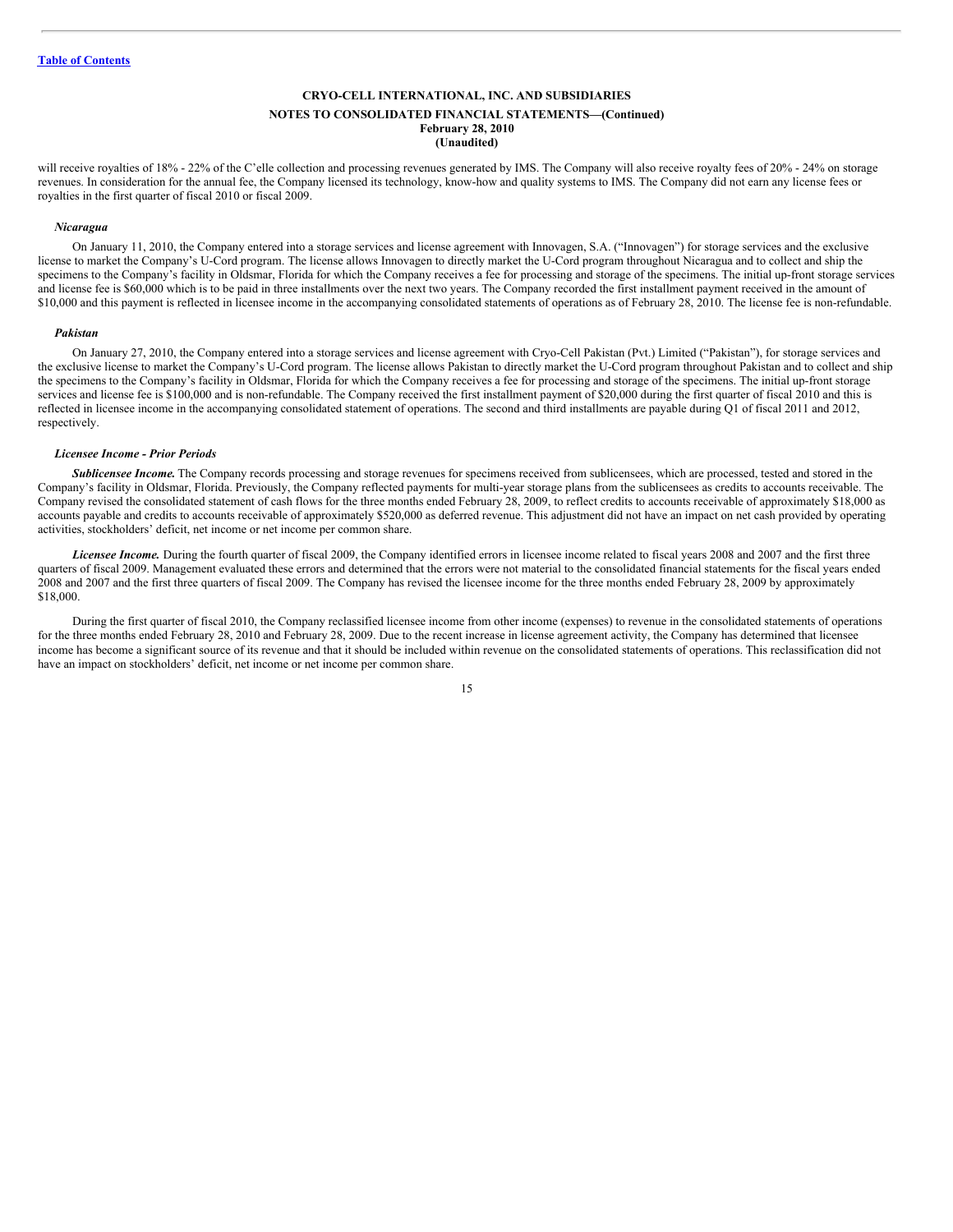will receive royalties of 18% - 22% of the C'elle collection and processing revenues generated by IMS. The Company will also receive royalty fees of 20% - 24% on storage revenues. In consideration for the annual fee, the Company licensed its technology, know-how and quality systems to IMS. The Company did not earn any license fees or royalties in the first quarter of fiscal 2010 or fiscal 2009.

#### *Nicaragua*

On January 11, 2010, the Company entered into a storage services and license agreement with Innovagen, S.A. ("Innovagen") for storage services and the exclusive license to market the Company's U-Cord program. The license allows Innovagen to directly market the U-Cord program throughout Nicaragua and to collect and ship the specimens to the Company's facility in Oldsmar, Florida for which the Company receives a fee for processing and storage of the specimens. The initial up-front storage services and license fee is $60,000 which is to be paid in three installments over the next two years. The Company recorded the first installment payment received in the amount of $10,000 and this payment is reflected in licensee income in the accompanying consolidated statements of operations as of February 28, 2010. The license fee is non-refundable.

#### *Pakistan*

On January 27, 2010, the Company entered into a storage services and license agreement with Cryo-Cell Pakistan (Pvt.) Limited ("Pakistan"), for storage services and the exclusive license to market the Company's U-Cord program. The license allows Pakistan to directly market the U-Cord program throughout Pakistan and to collect and ship the specimens to the Company's facility in Oldsmar, Florida for which the Company receives a fee for processing and storage of the specimens. The initial up-front storage services and license fee is $100,000 and is non-refundable. The Company received the first installment payment of $20,000 during the first quarter of fiscal 2010 and this is reflected in licensee income in the accompanying consolidated statement of operations. The second and third installments are payable during Q1 of fiscal 2011 and 2012, respectively.

#### *Licensee Income - Prior Periods*

***Sublicensee Income.*** The Company records processing and storage revenues for specimens received from sublicensees, which are processed, tested and stored in the Company's facility in Oldsmar, Florida. Previously, the Company reflected payments for multi-year storage plans from the sublicensees as credits to accounts receivable. The Company revised the consolidated statement of cash flows for the three months ended February 28, 2009, to reflect credits to accounts receivable of approximately $18,000 as accounts payable and credits to accounts receivable of approximately $520,000 as deferred revenue. This adjustment did not have an impact on net cash provided by operating activities, stockholders' deficit, net income or net income per common share.

***Licensee Income.*** During the fourth quarter of fiscal 2009, the Company identified errors in licensee income related to fiscal years 2008 and 2007 and the first three quarters of fiscal 2009. Management evaluated these errors and determined that the errors were not material to the consolidated financial statements for the fiscal years ended 2008 and 2007 and the first three quarters of fiscal 2009. The Company has revised the licensee income for the three months ended February 28, 2009 by approximately $18,000.

During the first quarter of fiscal 2010, the Company reclassified licensee income from other income (expenses) to revenue in the consolidated statements of operations for the three months ended February 28, 2010 and February 28, 2009. Due to the recent increase in license agreement activity, the Company has determined that licensee income has become a significant source of its revenue and that it should be included within revenue on the consolidated statements of operations. This reclassification did not have an impact on stockholders' deficit, net income or net income per common share.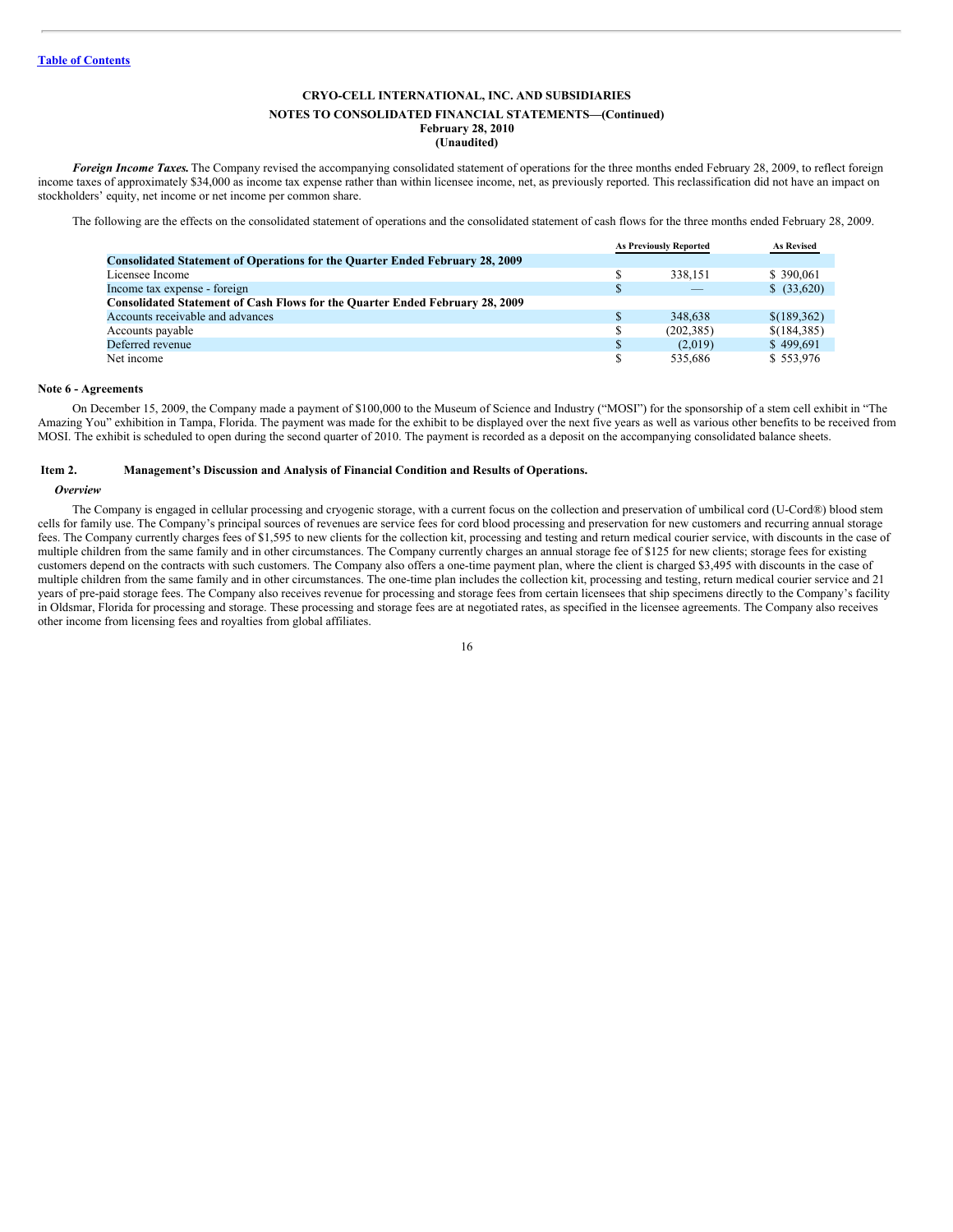CRYO-CELL INTERNATIONAL, INC. AND SUBSIDIARIES

NOTES TO CONSOLIDATED FINANCIAL STATEMENTS—(Continued)

February 28, 2010

(Unaudited)

***Foreign Income Taxes.*** The Company revised the accompanying consolidated statement of operations for the three months ended February 28, 2009, to reflect foreign income taxes of approximately $34,000 as income tax expense rather than within licensee income, net, as previously reported. This reclassification did not have an impact on stockholders' equity, net income or net income per common share.

The following are the effects on the consolidated statement of operations and the consolidated statement of cash flows for the three months ended February 28, 2009.

| | As Previously Reported | As Revised |
|---|---|---|
| **Consolidated Statement of Operations for the Quarter Ended February 28, 2009** | | |
| Licensee Income | $ 338,151 | $ 390,061 |
| Income tax expense - foreign | $ — | $ (33,620) |
| **Consolidated Statement of Cash Flows for the Quarter Ended February 28, 2009** | | |
| Accounts receivable and advances | $ 348,638 | $(189,362) |
| Accounts payable | $ (202,385) | $(184,385) |
| Deferred revenue | $ (2,019) | $ 499,691 |
| Net income | $ 535,686 | $ 553,976 |

**Note 6 - Agreements**

On December 15, 2009, the Company made a payment of $100,000 to the Museum of Science and Industry ("MOSI") for the sponsorship of a stem cell exhibit in "The Amazing You" exhibition in Tampa, Florida. The payment was made for the exhibit to be displayed over the next five years as well as various other benefits to be received from MOSI. The exhibit is scheduled to open during the second quarter of 2010. The payment is recorded as a deposit on the accompanying consolidated balance sheets.

## Item 2. Management's Discussion and Analysis of Financial Condition and Results of Operations.

***Overview***

The Company is engaged in cellular processing and cryogenic storage, with a current focus on the collection and preservation of umbilical cord (U-Cord®) blood stem cells for family use. The Company's principal sources of revenues are service fees for cord blood processing and preservation for new customers and recurring annual storage fees. The Company currently charges fees of $1,595 to new clients for the collection kit, processing and testing and return medical courier service, with discounts in the case of multiple children from the same family and in other circumstances. The Company currently charges an annual storage fee of $125 for new clients; storage fees for existing customers depend on the contracts with such customers. The Company also offers a one-time payment plan, where the client is charged $3,495 with discounts in the case of multiple children from the same family and in other circumstances. The one-time plan includes the collection kit, processing and testing, return medical courier service and 21 years of pre-paid storage fees. The Company also receives revenue for processing and storage fees from certain licensees that ship specimens directly to the Company's facility in Oldsmar, Florida for processing and storage. These processing and storage fees are at negotiated rates, as specified in the licensee agreements. The Company also receives other income from licensing fees and royalties from global affiliates.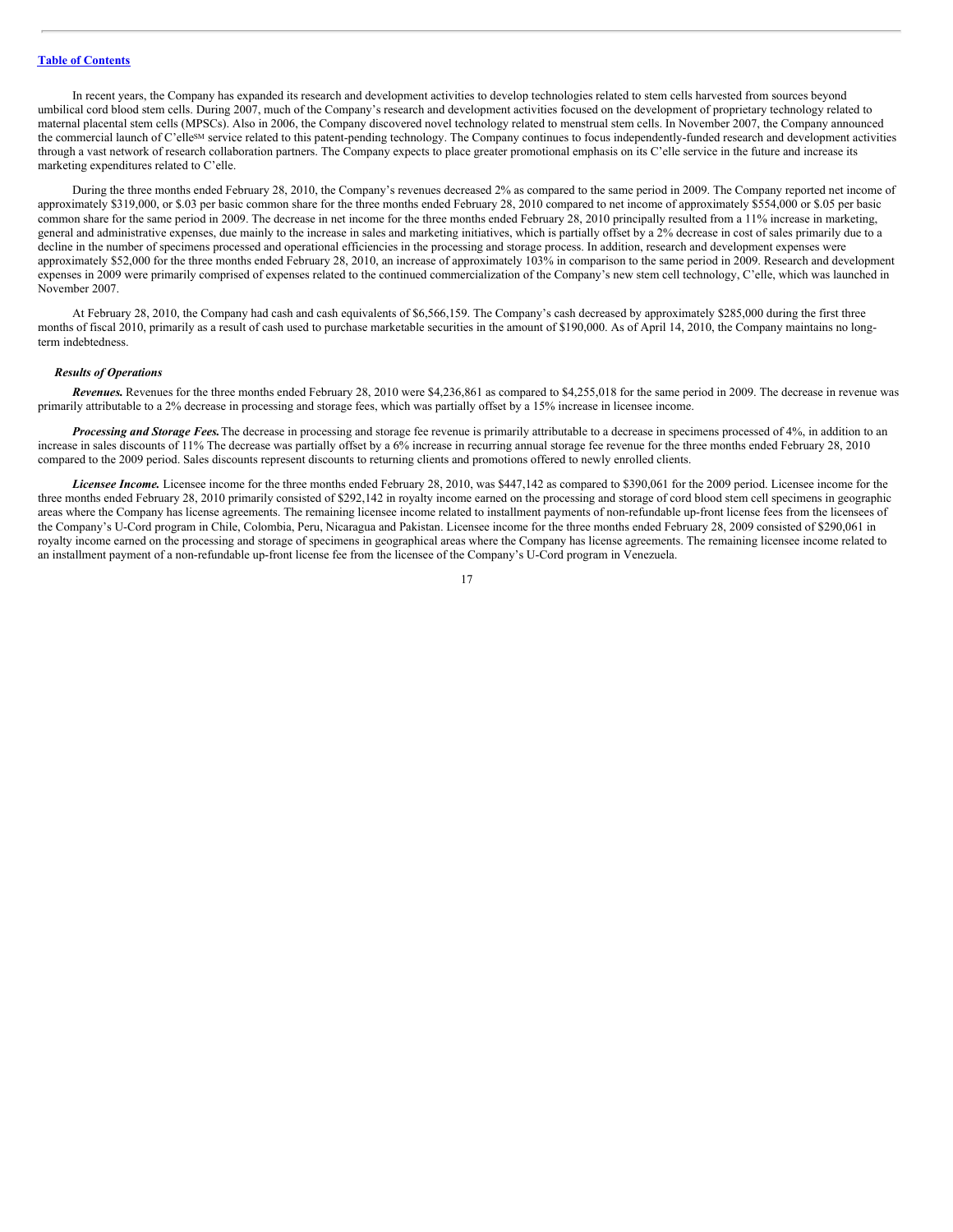In recent years, the Company has expanded its research and development activities to develop technologies related to stem cells harvested from sources beyond umbilical cord blood stem cells. During 2007, much of the Company's research and development activities focused on the development of proprietary technology related to maternal placental stem cells (MPSCs). Also in 2006, the Company discovered novel technology related to menstrual stem cells. In November 2007, the Company announced the commercial launch of C'elle[SM] service related to this patent-pending technology. The Company continues to focus independently-funded research and development activities through a vast network of research collaboration partners. The Company expects to place greater promotional emphasis on its C'elle service in the future and increase its marketing expenditures related to C'elle.

During the three months ended February 28, 2010, the Company's revenues decreased 2% as compared to the same period in 2009. The Company reported net income of approximately $319,000, or $.03 per basic common share for the three months ended February 28, 2010 compared to net income of approximately $554,000 or $.05 per basic common share for the same period in 2009. The decrease in net income for the three months ended February 28, 2010 principally resulted from a 11% increase in marketing, general and administrative expenses, due mainly to the increase in sales and marketing initiatives, which is partially offset by a 2% decrease in cost of sales primarily due to a decline in the number of specimens processed and operational efficiencies in the processing and storage process. In addition, research and development expenses were approximately $52,000 for the three months ended February 28, 2010, an increase of approximately 103% in comparison to the same period in 2009. Research and development expenses in 2009 were primarily comprised of expenses related to the continued commercialization of the Company's new stem cell technology, C'elle, which was launched in November 2007.

At February 28, 2010, the Company had cash and cash equivalents of $6,566,159. The Company's cash decreased by approximately $285,000 during the first three months of fiscal 2010, primarily as a result of cash used to purchase marketable securities in the amount of $190,000. As of April 14, 2010, the Company maintains no long-term indebtedness.

***Results of Operations***

***Revenues.*** Revenues for the three months ended February 28, 2010 were $4,236,861 as compared to $4,255,018 for the same period in 2009. The decrease in revenue was primarily attributable to a 2% decrease in processing and storage fees, which was partially offset by a 15% increase in licensee income.

***Processing and Storage Fees.*** The decrease in processing and storage fee revenue is primarily attributable to a decrease in specimens processed of 4%, in addition to an increase in sales discounts of 11% The decrease was partially offset by a 6% increase in recurring annual storage fee revenue for the three months ended February 28, 2010 compared to the 2009 period. Sales discounts represent discounts to returning clients and promotions offered to newly enrolled clients.

***Licensee Income.*** Licensee income for the three months ended February 28, 2010, was $447,142 as compared to $390,061 for the 2009 period. Licensee income for the three months ended February 28, 2010 primarily consisted of $292,142 in royalty income earned on the processing and storage of cord blood stem cell specimens in geographic areas where the Company has license agreements. The remaining licensee income related to installment payments of non-refundable up-front license fees from the licensees of the Company's U-Cord program in Chile, Colombia, Peru, Nicaragua and Pakistan. Licensee income for the three months ended February 28, 2009 consisted of $290,061 in royalty income earned on the processing and storage of specimens in geographical areas where the Company has license agreements. The remaining licensee income related to an installment payment of a non-refundable up-front license fee from the licensee of the Company's U-Cord program in Venezuela.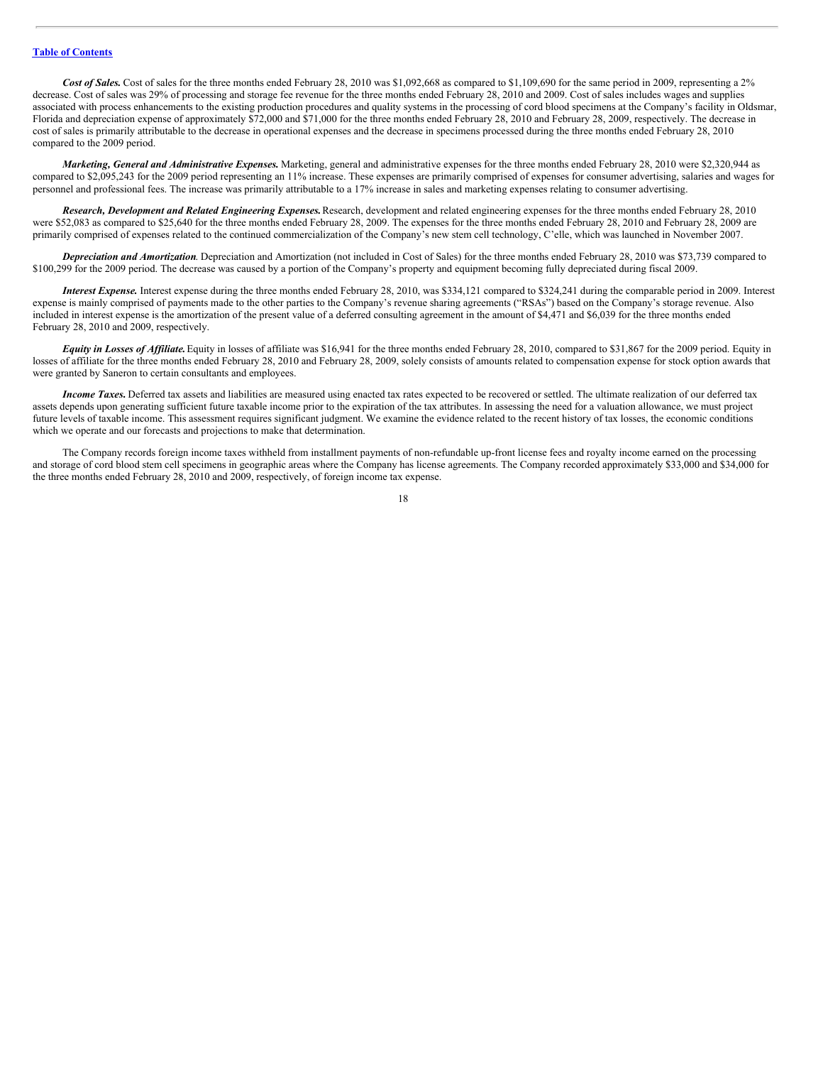[Table of Contents](#)

***Cost of Sales.*** Cost of sales for the three months ended February 28, 2010 was $1,092,668 as compared to $1,109,690 for the same period in 2009, representing a 2% decrease. Cost of sales was 29% of processing and storage fee revenue for the three months ended February 28, 2010 and 2009. Cost of sales includes wages and supplies associated with process enhancements to the existing production procedures and quality systems in the processing of cord blood specimens at the Company's facility in Oldsmar, Florida and depreciation expense of approximately $72,000 and $71,000 for the three months ended February 28, 2010 and February 28, 2009, respectively. The decrease in cost of sales is primarily attributable to the decrease in operational expenses and the decrease in specimens processed during the three months ended February 28, 2010 compared to the 2009 period.

***Marketing, General and Administrative Expenses.*** Marketing, general and administrative expenses for the three months ended February 28, 2010 were $2,320,944 as compared to $2,095,243 for the 2009 period representing an 11% increase. These expenses are primarily comprised of expenses for consumer advertising, salaries and wages for personnel and professional fees. The increase was primarily attributable to a 17% increase in sales and marketing expenses relating to consumer advertising.

***Research, Development and Related Engineering Expenses.*** Research, development and related engineering expenses for the three months ended February 28, 2010 were $52,083 as compared to $25,640 for the three months ended February 28, 2009. The expenses for the three months ended February 28, 2010 and February 28, 2009 are primarily comprised of expenses related to the continued commercialization of the Company's new stem cell technology, C'elle, which was launched in November 2007.

***Depreciation and Amortization.*** Depreciation and Amortization (not included in Cost of Sales) for the three months ended February 28, 2010 was $73,739 compared to $100,299 for the 2009 period. The decrease was caused by a portion of the Company's property and equipment becoming fully depreciated during fiscal 2009.

***Interest Expense.*** Interest expense during the three months ended February 28, 2010, was $334,121 compared to $324,241 during the comparable period in 2009. Interest expense is mainly comprised of payments made to the other parties to the Company's revenue sharing agreements ("RSAs") based on the Company's storage revenue. Also included in interest expense is the amortization of the present value of a deferred consulting agreement in the amount of $4,471 and $6,039 for the three months ended February 28, 2010 and 2009, respectively.

***Equity in Losses of Affiliate.*** Equity in losses of affiliate was $16,941 for the three months ended February 28, 2010, compared to $31,867 for the 2009 period. Equity in losses of affiliate for the three months ended February 28, 2010 and February 28, 2009, solely consists of amounts related to compensation expense for stock option awards that were granted by Saneron to certain consultants and employees.

***Income Taxes.*** Deferred tax assets and liabilities are measured using enacted tax rates expected to be recovered or settled. The ultimate realization of our deferred tax assets depends upon generating sufficient future taxable income prior to the expiration of the tax attributes. In assessing the need for a valuation allowance, we must project future levels of taxable income. This assessment requires significant judgment. We examine the evidence related to the recent history of tax losses, the economic conditions which we operate and our forecasts and projections to make that determination.

The Company records foreign income taxes withheld from installment payments of non-refundable up-front license fees and royalty income earned on the processing and storage of cord blood stem cell specimens in geographic areas where the Company has license agreements. The Company recorded approximately $33,000 and $34,000 for the three months ended February 28, 2010 and 2009, respectively, of foreign income tax expense.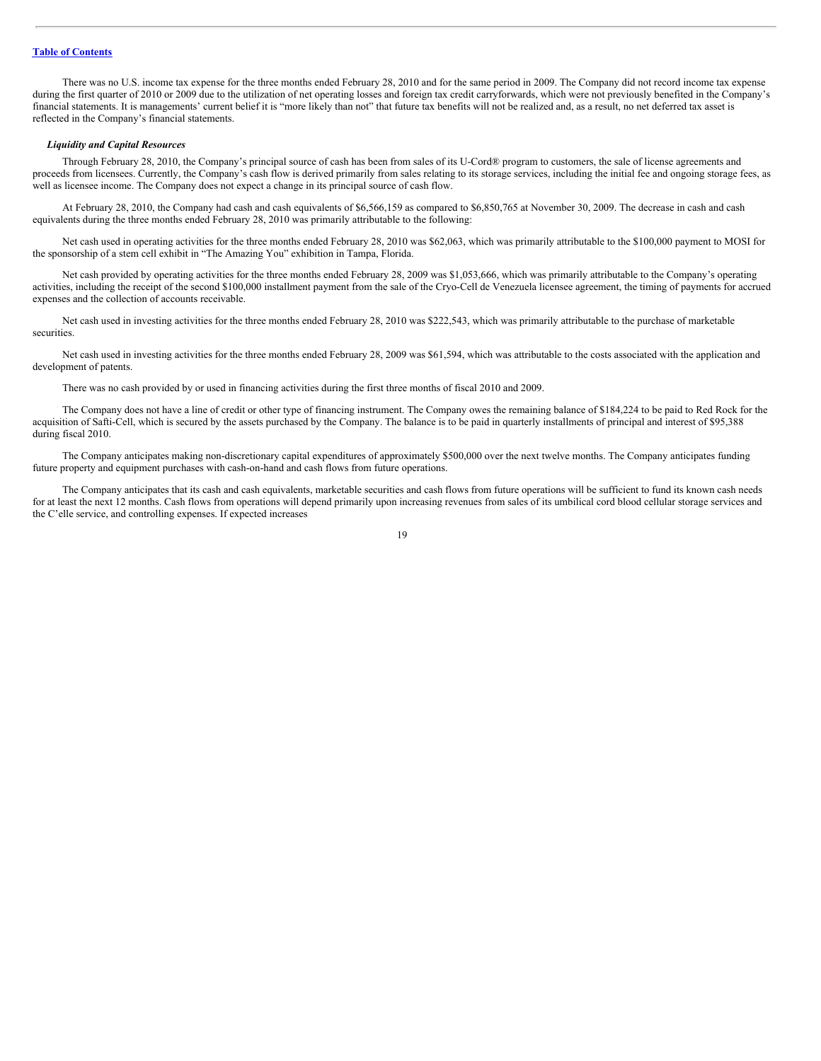There was no U.S. income tax expense for the three months ended February 28, 2010 and for the same period in 2009. The Company did not record income tax expense during the first quarter of 2010 or 2009 due to the utilization of net operating losses and foreign tax credit carryforwards, which were not previously benefited in the Company's financial statements. It is managements' current belief it is "more likely than not" that future tax benefits will not be realized and, as a result, no net deferred tax asset is reflected in the Company's financial statements.

***Liquidity and Capital Resources***

Through February 28, 2010, the Company's principal source of cash has been from sales of its U-Cord® program to customers, the sale of license agreements and proceeds from licensees. Currently, the Company's cash flow is derived primarily from sales relating to its storage services, including the initial fee and ongoing storage fees, as well as licensee income. The Company does not expect a change in its principal source of cash flow.

At February 28, 2010, the Company had cash and cash equivalents of $6,566,159 as compared to $6,850,765 at November 30, 2009. The decrease in cash and cash equivalents during the three months ended February 28, 2010 was primarily attributable to the following:

Net cash used in operating activities for the three months ended February 28, 2010 was $62,063, which was primarily attributable to the $100,000 payment to MOSI for the sponsorship of a stem cell exhibit in "The Amazing You" exhibition in Tampa, Florida.

Net cash provided by operating activities for the three months ended February 28, 2009 was $1,053,666, which was primarily attributable to the Company's operating activities, including the receipt of the second $100,000 installment payment from the sale of the Cryo-Cell de Venezuela licensee agreement, the timing of payments for accrued expenses and the collection of accounts receivable.

Net cash used in investing activities for the three months ended February 28, 2010 was $222,543, which was primarily attributable to the purchase of marketable securities.

Net cash used in investing activities for the three months ended February 28, 2009 was $61,594, which was attributable to the costs associated with the application and development of patents.

There was no cash provided by or used in financing activities during the first three months of fiscal 2010 and 2009.

The Company does not have a line of credit or other type of financing instrument. The Company owes the remaining balance of $184,224 to be paid to Red Rock for the acquisition of Safti-Cell, which is secured by the assets purchased by the Company. The balance is to be paid in quarterly installments of principal and interest of $95,388 during fiscal 2010.

The Company anticipates making non-discretionary capital expenditures of approximately $500,000 over the next twelve months. The Company anticipates funding future property and equipment purchases with cash-on-hand and cash flows from future operations.

The Company anticipates that its cash and cash equivalents, marketable securities and cash flows from future operations will be sufficient to fund its known cash needs for at least the next 12 months. Cash flows from operations will depend primarily upon increasing revenues from sales of its umbilical cord blood cellular storage services and the C'elle service, and controlling expenses. If expected increases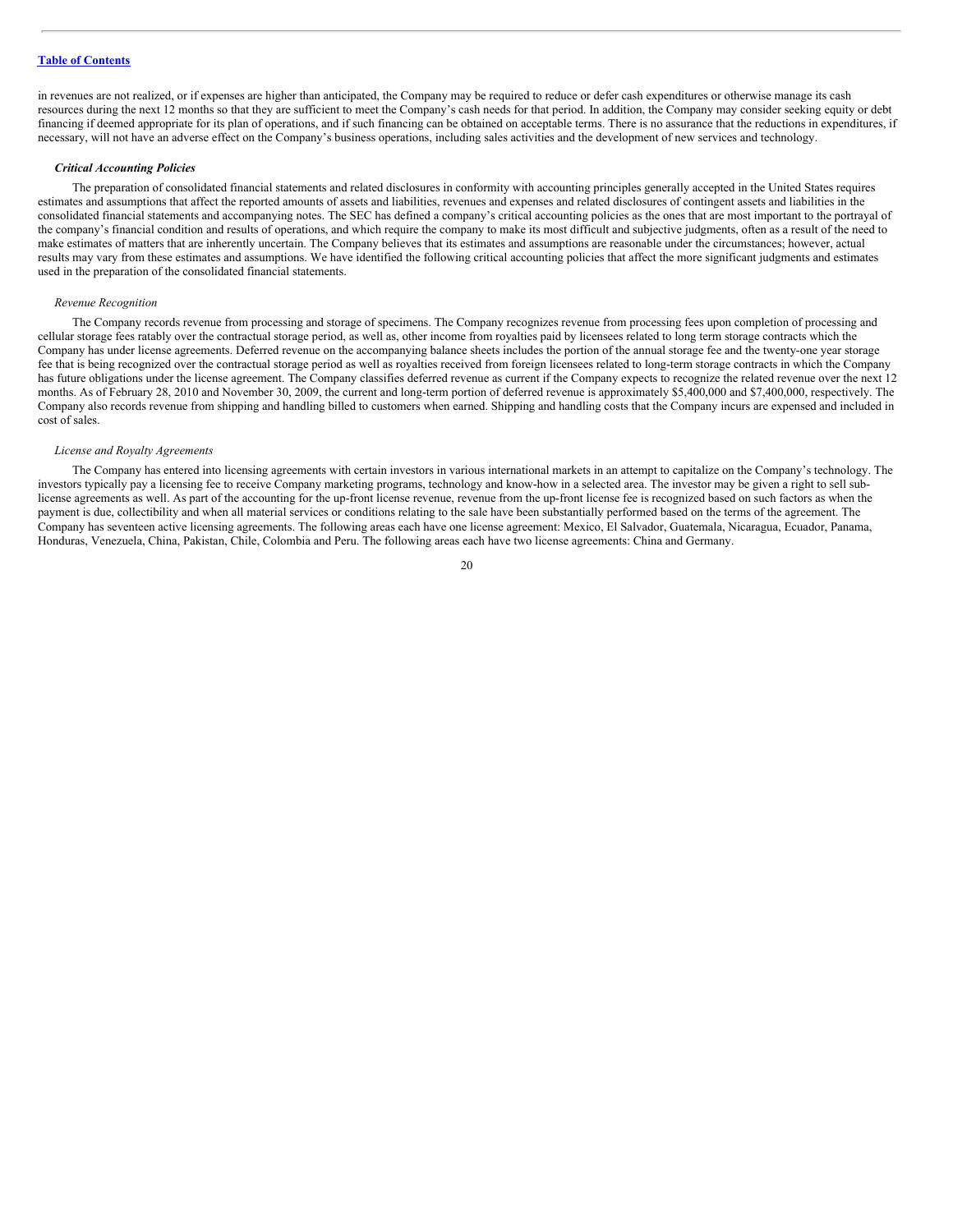in revenues are not realized, or if expenses are higher than anticipated, the Company may be required to reduce or defer cash expenditures or otherwise manage its cash resources during the next 12 months so that they are sufficient to meet the Company's cash needs for that period. In addition, the Company may consider seeking equity or debt financing if deemed appropriate for its plan of operations, and if such financing can be obtained on acceptable terms. There is no assurance that the reductions in expenditures, if necessary, will not have an adverse effect on the Company's business operations, including sales activities and the development of new services and technology.

***Critical Accounting Policies***

The preparation of consolidated financial statements and related disclosures in conformity with accounting principles generally accepted in the United States requires estimates and assumptions that affect the reported amounts of assets and liabilities, revenues and expenses and related disclosures of contingent assets and liabilities in the consolidated financial statements and accompanying notes. The SEC has defined a company's critical accounting policies as the ones that are most important to the portrayal of the company's financial condition and results of operations, and which require the company to make its most difficult and subjective judgments, often as a result of the need to make estimates of matters that are inherently uncertain. The Company believes that its estimates and assumptions are reasonable under the circumstances; however, actual results may vary from these estimates and assumptions. We have identified the following critical accounting policies that affect the more significant judgments and estimates used in the preparation of the consolidated financial statements.

*Revenue Recognition*

The Company records revenue from processing and storage of specimens. The Company recognizes revenue from processing fees upon completion of processing and cellular storage fees ratably over the contractual storage period, as well as, other income from royalties paid by licensees related to long term storage contracts which the Company has under license agreements. Deferred revenue on the accompanying balance sheets includes the portion of the annual storage fee and the twenty-one year storage fee that is being recognized over the contractual storage period as well as royalties received from foreign licensees related to long-term storage contracts in which the Company has future obligations under the license agreement. The Company classifies deferred revenue as current if the Company expects to recognize the related revenue over the next 12 months. As of February 28, 2010 and November 30, 2009, the current and long-term portion of deferred revenue is approximately $5,400,000 and $7,400,000, respectively. The Company also records revenue from shipping and handling billed to customers when earned. Shipping and handling costs that the Company incurs are expensed and included in cost of sales.

*License and Royalty Agreements*

The Company has entered into licensing agreements with certain investors in various international markets in an attempt to capitalize on the Company's technology. The investors typically pay a licensing fee to receive Company marketing programs, technology and know-how in a selected area. The investor may be given a right to sell sub-license agreements as well. As part of the accounting for the up-front license revenue, revenue from the up-front license fee is recognized based on such factors as when the payment is due, collectibility and when all material services or conditions relating to the sale have been substantially performed based on the terms of the agreement. The Company has seventeen active licensing agreements. The following areas each have one license agreement: Mexico, El Salvador, Guatemala, Nicaragua, Ecuador, Panama, Honduras, Venezuela, China, Pakistan, Chile, Colombia and Peru. The following areas each have two license agreements: China and Germany.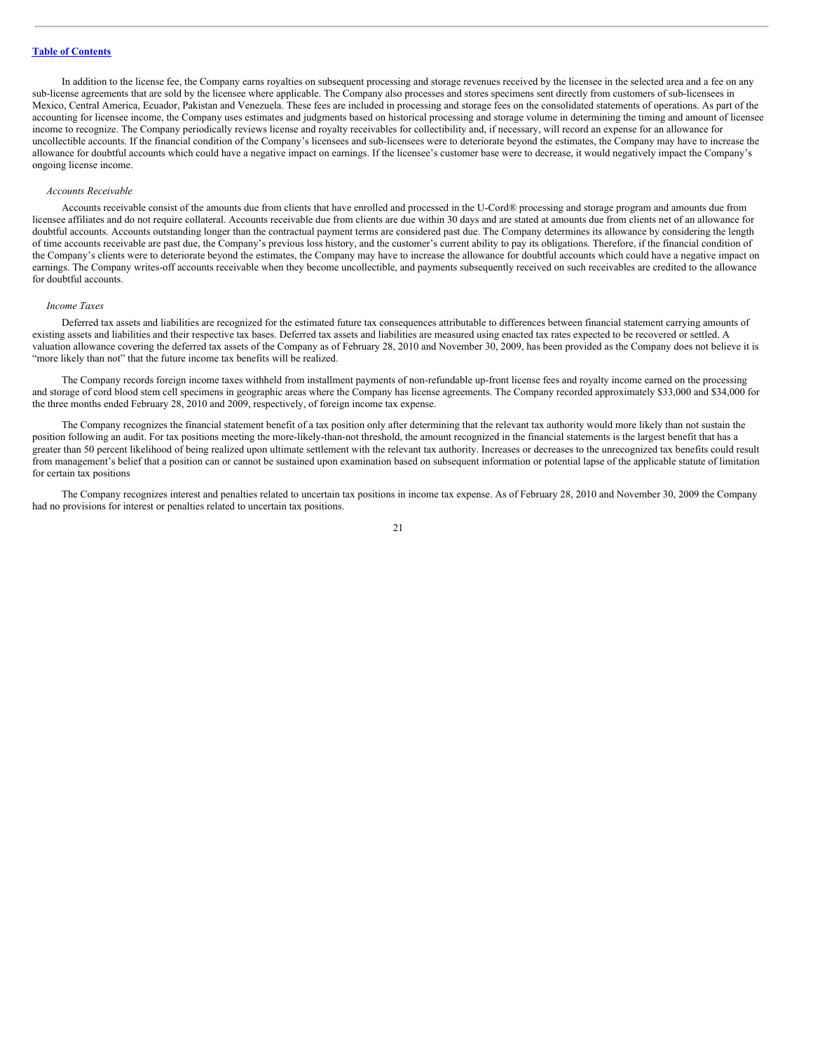In addition to the license fee, the Company earns royalties on subsequent processing and storage revenues received by the licensee in the selected area and a fee on any sub-license agreements that are sold by the licensee where applicable. The Company also processes and stores specimens sent directly from customers of sub-licensees in Mexico, Central America, Ecuador, Pakistan and Venezuela. These fees are included in processing and storage fees on the consolidated statements of operations. As part of the accounting for licensee income, the Company uses estimates and judgments based on historical processing and storage volume in determining the timing and amount of licensee income to recognize. The Company periodically reviews license and royalty receivables for collectibility and, if necessary, will record an expense for an allowance for uncollectible accounts. If the financial condition of the Company's licensees and sub-licensees were to deteriorate beyond the estimates, the Company may have to increase the allowance for doubtful accounts which could have a negative impact on earnings. If the licensee's customer base were to decrease, it would negatively impact the Company's ongoing license income.

*Accounts Receivable*

Accounts receivable consist of the amounts due from clients that have enrolled and processed in the U-Cord® processing and storage program and amounts due from licensee affiliates and do not require collateral. Accounts receivable due from clients are due within 30 days and are stated at amounts due from clients net of an allowance for doubtful accounts. Accounts outstanding longer than the contractual payment terms are considered past due. The Company determines its allowance by considering the length of time accounts receivable are past due, the Company's previous loss history, and the customer's current ability to pay its obligations. Therefore, if the financial condition of the Company's clients were to deteriorate beyond the estimates, the Company may have to increase the allowance for doubtful accounts which could have a negative impact on earnings. The Company writes-off accounts receivable when they become uncollectible, and payments subsequently received on such receivables are credited to the allowance for doubtful accounts.

*Income Taxes*

Deferred tax assets and liabilities are recognized for the estimated future tax consequences attributable to differences between financial statement carrying amounts of existing assets and liabilities and their respective tax bases. Deferred tax assets and liabilities are measured using enacted tax rates expected to be recovered or settled. A valuation allowance covering the deferred tax assets of the Company as of February 28, 2010 and November 30, 2009, has been provided as the Company does not believe it is "more likely than not" that the future income tax benefits will be realized.

The Company records foreign income taxes withheld from installment payments of non-refundable up-front license fees and royalty income earned on the processing and storage of cord blood stem cell specimens in geographic areas where the Company has license agreements. The Company recorded approximately $33,000 and $34,000 for the three months ended February 28, 2010 and 2009, respectively, of foreign income tax expense.

The Company recognizes the financial statement benefit of a tax position only after determining that the relevant tax authority would more likely than not sustain the position following an audit. For tax positions meeting the more-likely-than-not threshold, the amount recognized in the financial statements is the largest benefit that has a greater than 50 percent likelihood of being realized upon ultimate settlement with the relevant tax authority. Increases or decreases to the unrecognized tax benefits could result from management's belief that a position can or cannot be sustained upon examination based on subsequent information or potential lapse of the applicable statute of limitation for certain tax positions

The Company recognizes interest and penalties related to uncertain tax positions in income tax expense. As of February 28, 2010 and November 30, 2009 the Company had no provisions for interest or penalties related to uncertain tax positions.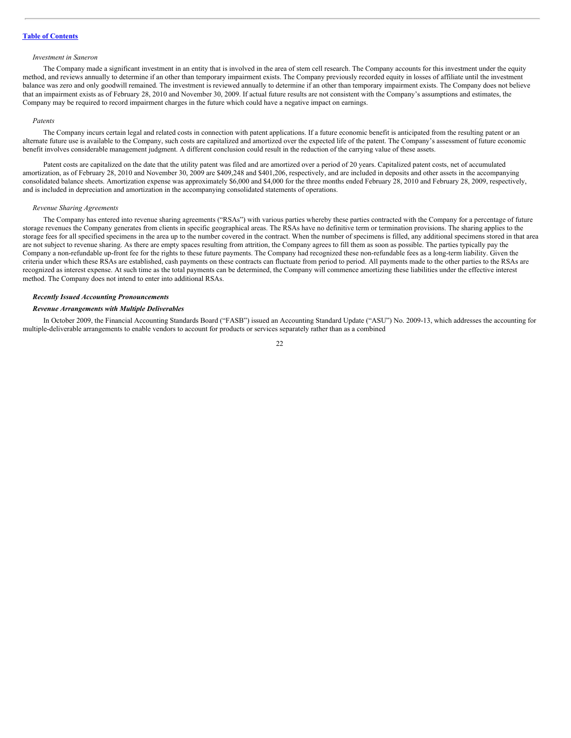*Investment in Saneron*

The Company made a significant investment in an entity that is involved in the area of stem cell research. The Company accounts for this investment under the equity method, and reviews annually to determine if an other than temporary impairment exists. The Company previously recorded equity in losses of affiliate until the investment balance was zero and only goodwill remained. The investment is reviewed annually to determine if an other than temporary impairment exists. The Company does not believe that an impairment exists as of February 28, 2010 and November 30, 2009. If actual future results are not consistent with the Company's assumptions and estimates, the Company may be required to record impairment charges in the future which could have a negative impact on earnings.

*Patents*

The Company incurs certain legal and related costs in connection with patent applications. If a future economic benefit is anticipated from the resulting patent or an alternate future use is available to the Company, such costs are capitalized and amortized over the expected life of the patent. The Company's assessment of future economic benefit involves considerable management judgment. A different conclusion could result in the reduction of the carrying value of these assets.

Patent costs are capitalized on the date that the utility patent was filed and are amortized over a period of 20 years. Capitalized patent costs, net of accumulated amortization, as of February 28, 2010 and November 30, 2009 are $409,248 and $401,206, respectively, and are included in deposits and other assets in the accompanying consolidated balance sheets. Amortization expense was approximately $6,000 and $4,000 for the three months ended February 28, 2010 and February 28, 2009, respectively, and is included in depreciation and amortization in the accompanying consolidated statements of operations.

*Revenue Sharing Agreements*

The Company has entered into revenue sharing agreements ("RSAs") with various parties whereby these parties contracted with the Company for a percentage of future storage revenues the Company generates from clients in specific geographical areas. The RSAs have no definitive term or termination provisions. The sharing applies to the storage fees for all specified specimens in the area up to the number covered in the contract. When the number of specimens is filled, any additional specimens stored in that area are not subject to revenue sharing. As there are empty spaces resulting from attrition, the Company agrees to fill them as soon as possible. The parties typically pay the Company a non-refundable up-front fee for the rights to these future payments. The Company had recognized these non-refundable fees as a long-term liability. Given the criteria under which these RSAs are established, cash payments on these contracts can fluctuate from period to period. All payments made to the other parties to the RSAs are recognized as interest expense. At such time as the total payments can be determined, the Company will commence amortizing these liabilities under the effective interest method. The Company does not intend to enter into additional RSAs.

***Recently Issued Accounting Pronouncements***

***Revenue Arrangements with Multiple Deliverables***

In October 2009, the Financial Accounting Standards Board ("FASB") issued an Accounting Standard Update ("ASU") No. 2009-13, which addresses the accounting for multiple-deliverable arrangements to enable vendors to account for products or services separately rather than as a combined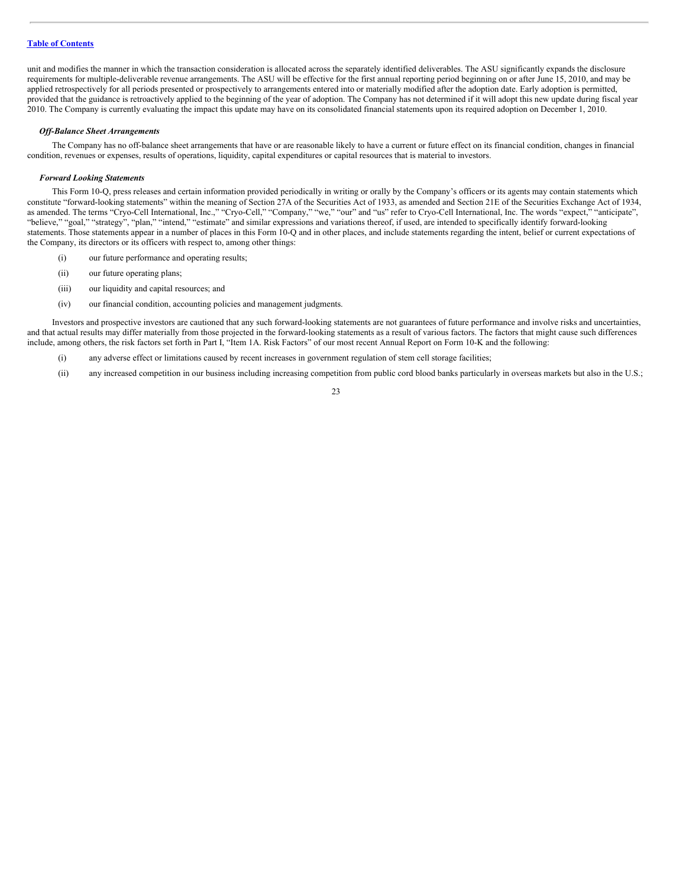unit and modifies the manner in which the transaction consideration is allocated across the separately identified deliverables. The ASU significantly expands the disclosure requirements for multiple-deliverable revenue arrangements. The ASU will be effective for the first annual reporting period beginning on or after June 15, 2010, and may be applied retrospectively for all periods presented or prospectively to arrangements entered into or materially modified after the adoption date. Early adoption is permitted, provided that the guidance is retroactively applied to the beginning of the year of adoption. The Company has not determined if it will adopt this new update during fiscal year 2010. The Company is currently evaluating the impact this update may have on its consolidated financial statements upon its required adoption on December 1, 2010.

***Off-Balance Sheet Arrangements***

The Company has no off-balance sheet arrangements that have or are reasonable likely to have a current or future effect on its financial condition, changes in financial condition, revenues or expenses, results of operations, liquidity, capital expenditures or capital resources that is material to investors.

***Forward Looking Statements***

This Form 10-Q, press releases and certain information provided periodically in writing or orally by the Company's officers or its agents may contain statements which constitute "forward-looking statements" within the meaning of Section 27A of the Securities Act of 1933, as amended and Section 21E of the Securities Exchange Act of 1934, as amended. The terms "Cryo-Cell International, Inc.," "Cryo-Cell," "Company," "we," "our" and "us" refer to Cryo-Cell International, Inc. The words "expect," "anticipate", "believe," "goal," "strategy", "plan," "intend," "estimate" and similar expressions and variations thereof, if used, are intended to specifically identify forward-looking statements. Those statements appear in a number of places in this Form 10-Q and in other places, and include statements regarding the intent, belief or current expectations of the Company, its directors or its officers with respect to, among other things:

(i) our future performance and operating results;

(ii) our future operating plans;

(iii) our liquidity and capital resources; and

(iv) our financial condition, accounting policies and management judgments.

Investors and prospective investors are cautioned that any such forward-looking statements are not guarantees of future performance and involve risks and uncertainties, and that actual results may differ materially from those projected in the forward-looking statements as a result of various factors. The factors that might cause such differences include, among others, the risk factors set forth in Part I, "Item 1A. Risk Factors" of our most recent Annual Report on Form 10-K and the following:

(i) any adverse effect or limitations caused by recent increases in government regulation of stem cell storage facilities;

(ii) any increased competition in our business including increasing competition from public cord blood banks particularly in overseas markets but also in the U.S.;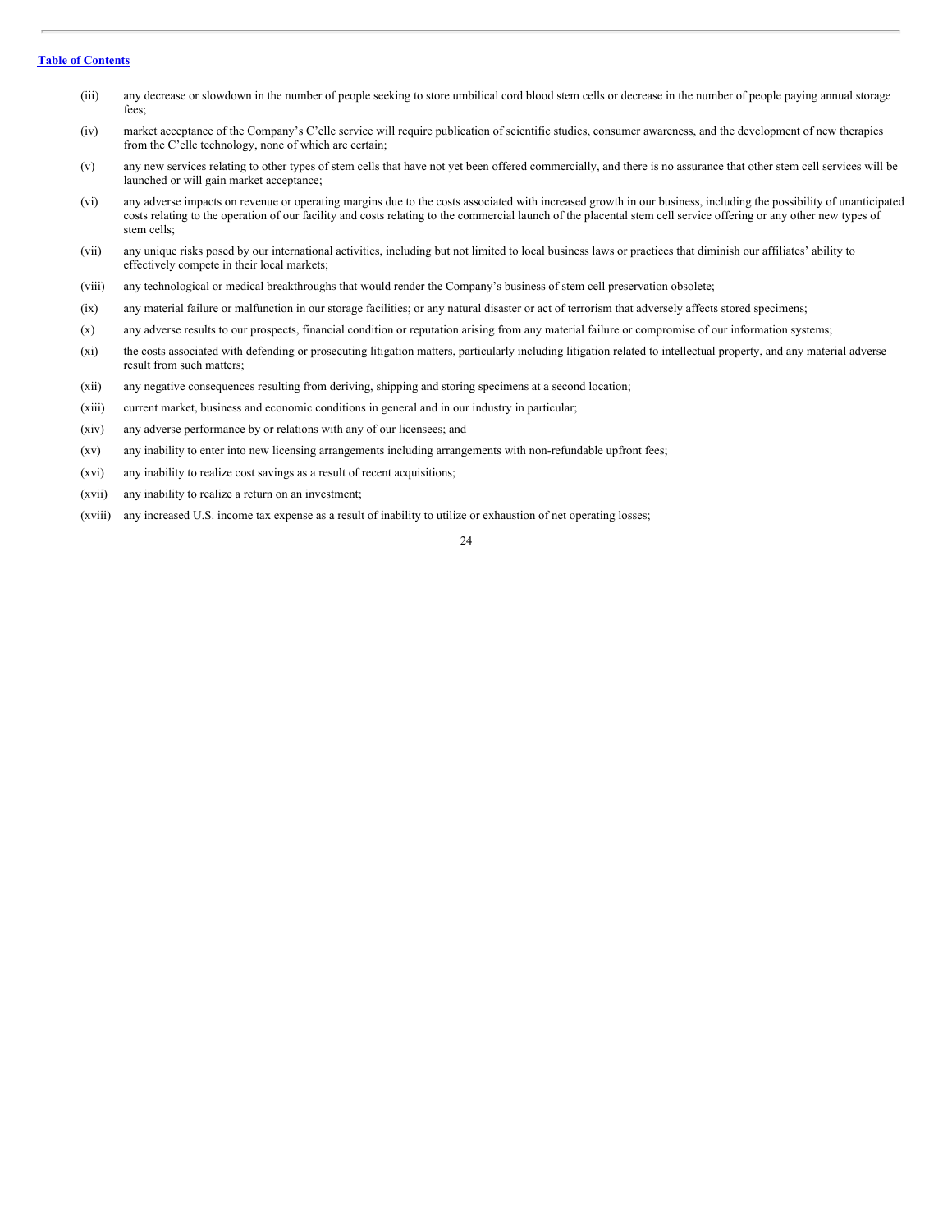(iii) any decrease or slowdown in the number of people seeking to store umbilical cord blood stem cells or decrease in the number of people paying annual storage fees;

(iv) market acceptance of the Company's C'elle service will require publication of scientific studies, consumer awareness, and the development of new therapies from the C'elle technology, none of which are certain;

(v) any new services relating to other types of stem cells that have not yet been offered commercially, and there is no assurance that other stem cell services will be launched or will gain market acceptance;

(vi) any adverse impacts on revenue or operating margins due to the costs associated with increased growth in our business, including the possibility of unanticipated costs relating to the operation of our facility and costs relating to the commercial launch of the placental stem cell service offering or any other new types of stem cells;

(vii) any unique risks posed by our international activities, including but not limited to local business laws or practices that diminish our affiliates' ability to effectively compete in their local markets;

(viii) any technological or medical breakthroughs that would render the Company's business of stem cell preservation obsolete;

(ix) any material failure or malfunction in our storage facilities; or any natural disaster or act of terrorism that adversely affects stored specimens;

(x) any adverse results to our prospects, financial condition or reputation arising from any material failure or compromise of our information systems;

(xi) the costs associated with defending or prosecuting litigation matters, particularly including litigation related to intellectual property, and any material adverse result from such matters;

(xii) any negative consequences resulting from deriving, shipping and storing specimens at a second location;

(xiii) current market, business and economic conditions in general and in our industry in particular;

(xiv) any adverse performance by or relations with any of our licensees; and

(xv) any inability to enter into new licensing arrangements including arrangements with non-refundable upfront fees;

(xvi) any inability to realize cost savings as a result of recent acquisitions;

(xvii) any inability to realize a return on an investment;

(xviii) any increased U.S. income tax expense as a result of inability to utilize or exhaustion of net operating losses;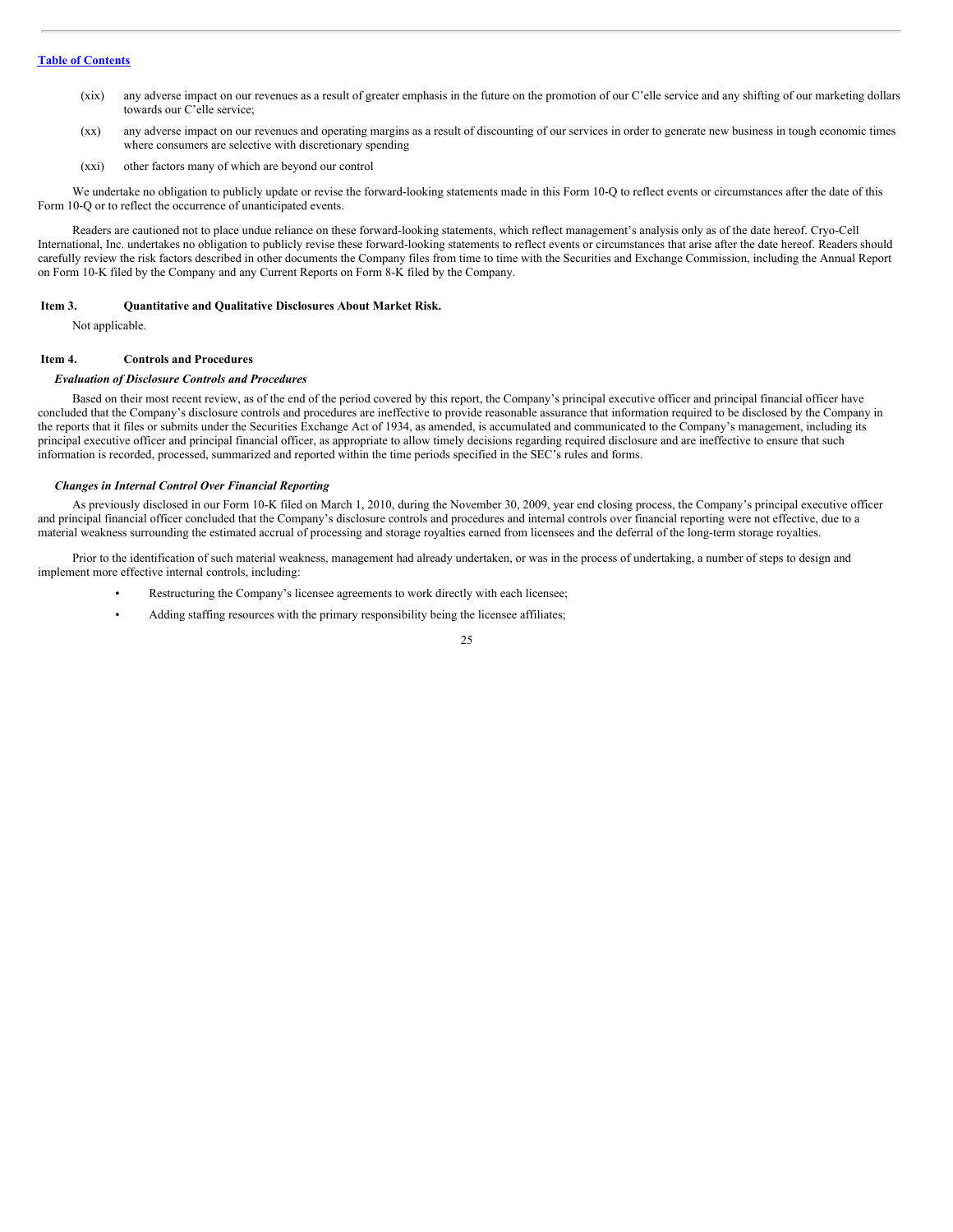(xix) any adverse impact on our revenues as a result of greater emphasis in the future on the promotion of our C'elle service and any shifting of our marketing dollars towards our C'elle service;

(xx) any adverse impact on our revenues and operating margins as a result of discounting of our services in order to generate new business in tough economic times where consumers are selective with discretionary spending

(xxi) other factors many of which are beyond our control

We undertake no obligation to publicly update or revise the forward-looking statements made in this Form 10-Q to reflect events or circumstances after the date of this Form 10-Q or to reflect the occurrence of unanticipated events.

Readers are cautioned not to place undue reliance on these forward-looking statements, which reflect management's analysis only as of the date hereof. Cryo-Cell International, Inc. undertakes no obligation to publicly revise these forward-looking statements to reflect events or circumstances that arise after the date hereof. Readers should carefully review the risk factors described in other documents the Company files from time to time with the Securities and Exchange Commission, including the Annual Report on Form 10-K filed by the Company and any Current Reports on Form 8-K filed by the Company.

## Item 3. Quantitative and Qualitative Disclosures About Market Risk.

Not applicable.

## Item 4. Controls and Procedures

### *Evaluation of Disclosure Controls and Procedures*

Based on their most recent review, as of the end of the period covered by this report, the Company's principal executive officer and principal financial officer have concluded that the Company's disclosure controls and procedures are ineffective to provide reasonable assurance that information required to be disclosed by the Company in the reports that it files or submits under the Securities Exchange Act of 1934, as amended, is accumulated and communicated to the Company's management, including its principal executive officer and principal financial officer, as appropriate to allow timely decisions regarding required disclosure and are ineffective to ensure that such information is recorded, processed, summarized and reported within the time periods specified in the SEC's rules and forms.

### *Changes in Internal Control Over Financial Reporting*

As previously disclosed in our Form 10-K filed on March 1, 2010, during the November 30, 2009, year end closing process, the Company's principal executive officer and principal financial officer concluded that the Company's disclosure controls and procedures and internal controls over financial reporting were not effective, due to a material weakness surrounding the estimated accrual of processing and storage royalties earned from licensees and the deferral of the long-term storage royalties.

Prior to the identification of such material weakness, management had already undertaken, or was in the process of undertaking, a number of steps to design and implement more effective internal controls, including:

- Restructuring the Company's licensee agreements to work directly with each licensee;
- Adding staffing resources with the primary responsibility being the licensee affiliates;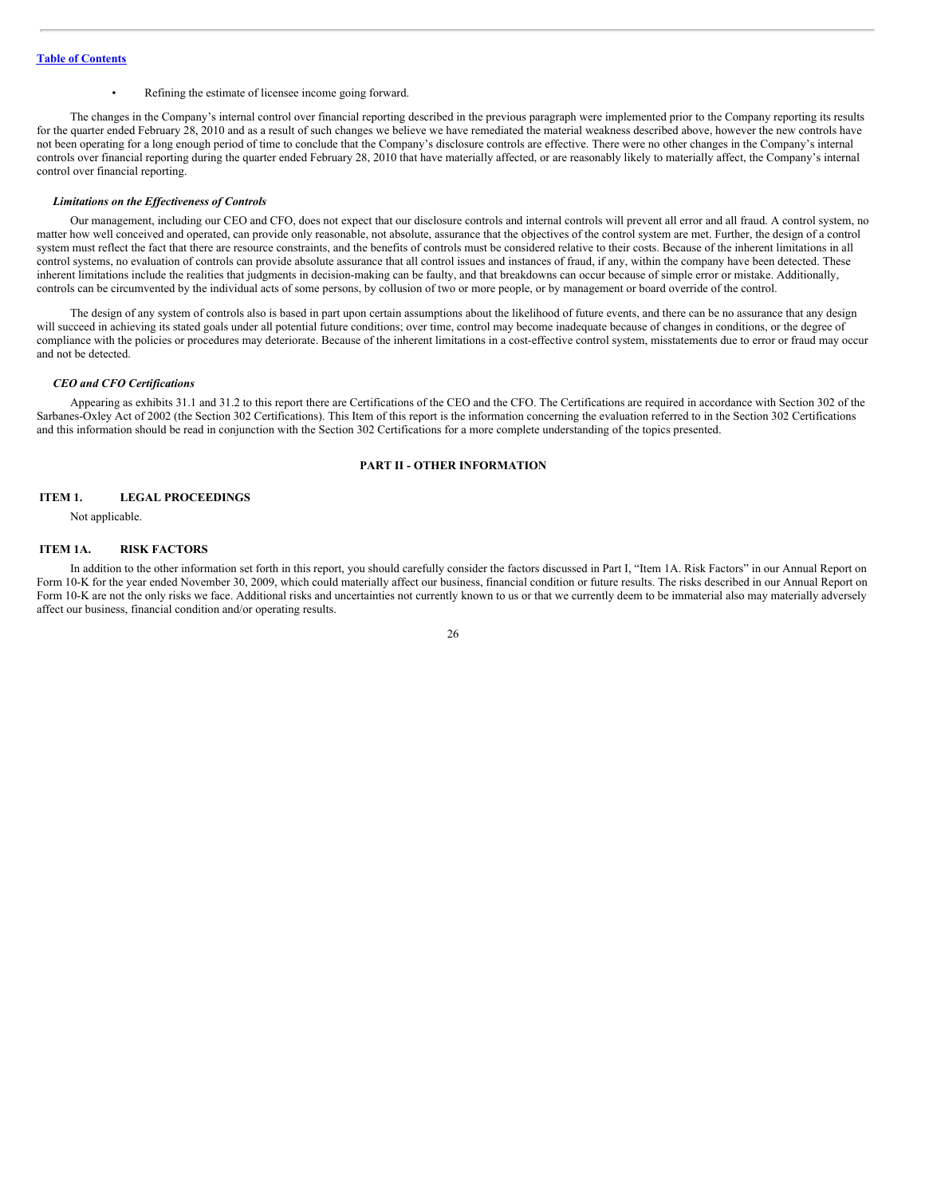- Refining the estimate of licensee income going forward.

The changes in the Company's internal control over financial reporting described in the previous paragraph were implemented prior to the Company reporting its results for the quarter ended February 28, 2010 and as a result of such changes we believe we have remediated the material weakness described above, however the new controls have not been operating for a long enough period of time to conclude that the Company's disclosure controls are effective. There were no other changes in the Company's internal controls over financial reporting during the quarter ended February 28, 2010 that have materially affected, or are reasonably likely to materially affect, the Company's internal control over financial reporting.

***Limitations on the Effectiveness of Controls***

Our management, including our CEO and CFO, does not expect that our disclosure controls and internal controls will prevent all error and all fraud. A control system, no matter how well conceived and operated, can provide only reasonable, not absolute, assurance that the objectives of the control system are met. Further, the design of a control system must reflect the fact that there are resource constraints, and the benefits of controls must be considered relative to their costs. Because of the inherent limitations in all control systems, no evaluation of controls can provide absolute assurance that all control issues and instances of fraud, if any, within the company have been detected. These inherent limitations include the realities that judgments in decision-making can be faulty, and that breakdowns can occur because of simple error or mistake. Additionally, controls can be circumvented by the individual acts of some persons, by collusion of two or more people, or by management or board override of the control.

The design of any system of controls also is based in part upon certain assumptions about the likelihood of future events, and there can be no assurance that any design will succeed in achieving its stated goals under all potential future conditions; over time, control may become inadequate because of changes in conditions, or the degree of compliance with the policies or procedures may deteriorate. Because of the inherent limitations in a cost-effective control system, misstatements due to error or fraud may occur and not be detected.

***CEO and CFO Certifications***

Appearing as exhibits 31.1 and 31.2 to this report there are Certifications of the CEO and the CFO. The Certifications are required in accordance with Section 302 of the Sarbanes-Oxley Act of 2002 (the Section 302 Certifications). This Item of this report is the information concerning the evaluation referred to in the Section 302 Certifications and this information should be read in conjunction with the Section 302 Certifications for a more complete understanding of the topics presented.

## PART II - OTHER INFORMATION

### ITEM 1. LEGAL PROCEEDINGS

Not applicable.

### ITEM 1A. RISK FACTORS

In addition to the other information set forth in this report, you should carefully consider the factors discussed in Part I, "Item 1A. Risk Factors" in our Annual Report on Form 10-K for the year ended November 30, 2009, which could materially affect our business, financial condition or future results. The risks described in our Annual Report on Form 10-K are not the only risks we face. Additional risks and uncertainties not currently known to us or that we currently deem to be immaterial also may materially adversely affect our business, financial condition and/or operating results.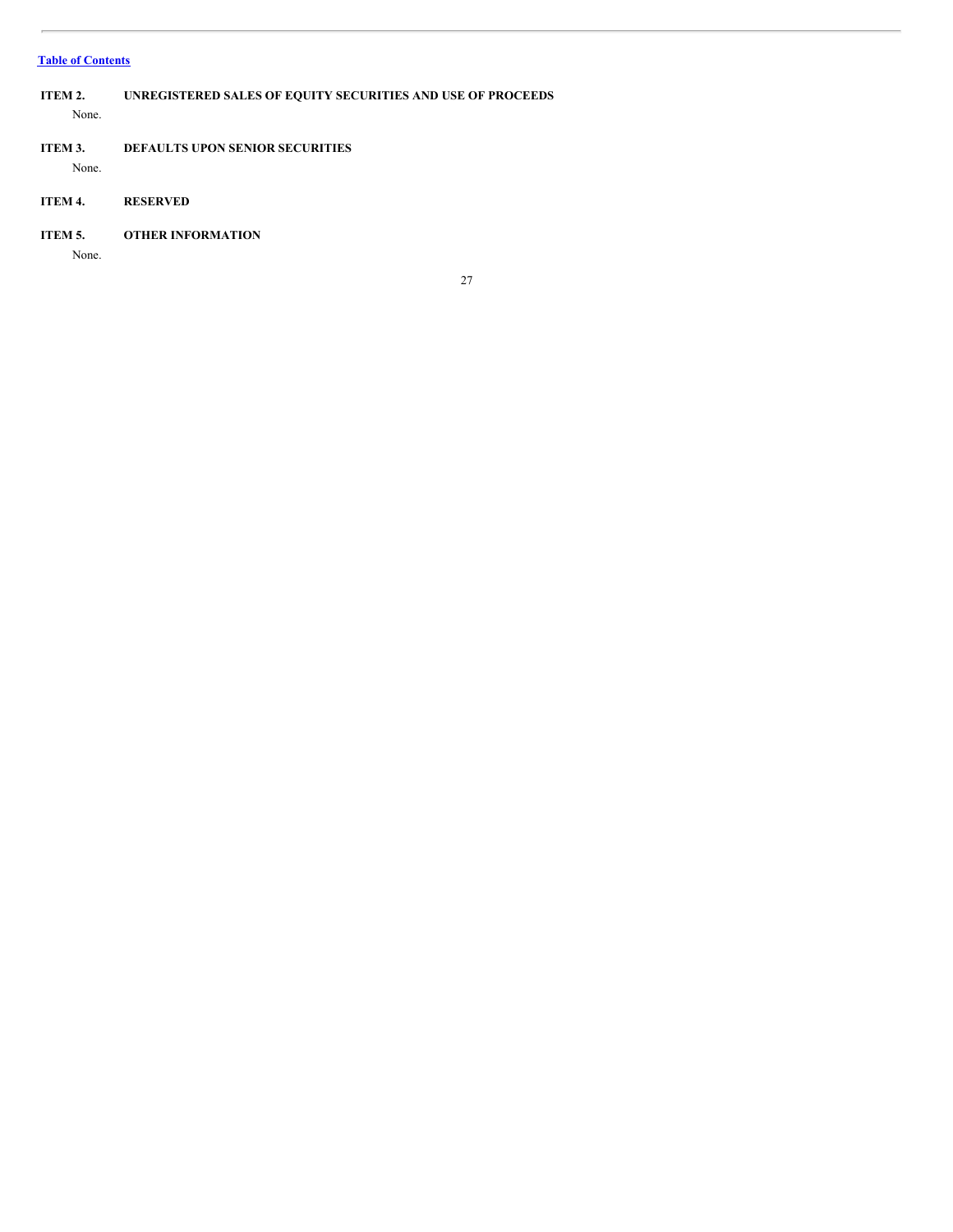## ITEM 2. UNREGISTERED SALES OF EQUITY SECURITIES AND USE OF PROCEEDS

None.

## ITEM 3. DEFAULTS UPON SENIOR SECURITIES

None.

## ITEM 4. RESERVED

## ITEM 5. OTHER INFORMATION

None.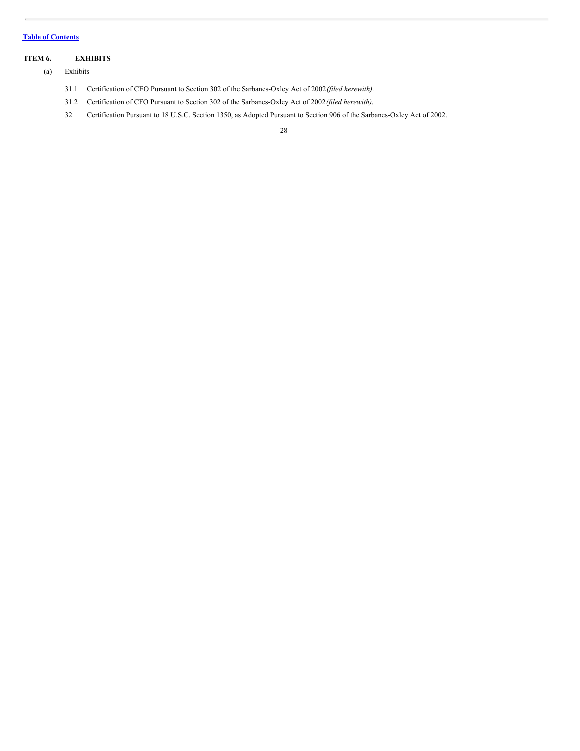[Table of Contents](#)

## ITEM 6. EXHIBITS

(a) Exhibits

- 31.1 Certification of CEO Pursuant to Section 302 of the Sarbanes-Oxley Act of 2002 *(filed herewith)*.
- 31.2 Certification of CFO Pursuant to Section 302 of the Sarbanes-Oxley Act of 2002 *(filed herewith)*.
- 32 Certification Pursuant to 18 U.S.C. Section 1350, as Adopted Pursuant to Section 906 of the Sarbanes-Oxley Act of 2002.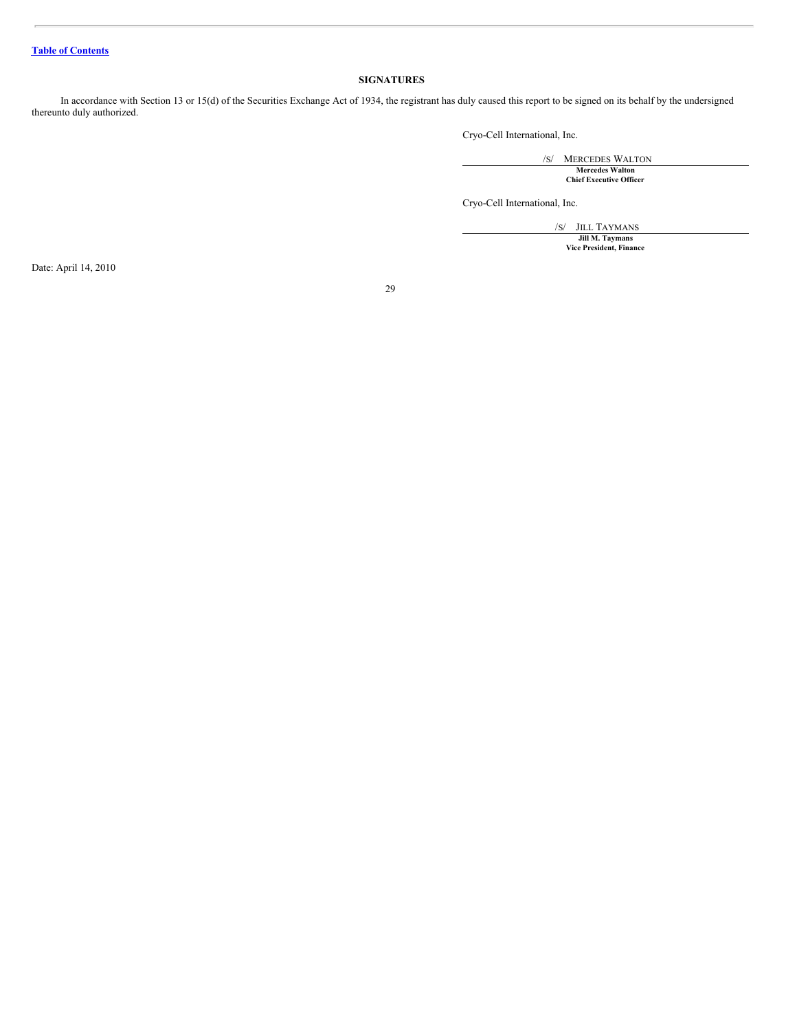[Table of Contents](#)

## SIGNATURES

In accordance with Section 13 or 15(d) of the Securities Exchange Act of 1934, the registrant has duly caused this report to be signed on its behalf by the undersigned thereunto duly authorized.

Cryo-Cell International, Inc.

/S/ MERCEDES WALTON

**Mercedes Walton**
**Chief Executive Officer**

Cryo-Cell International, Inc.

/S/ JILL TAYMANS

**Jill M. Taymans**
**Vice President, Finance**

Date: April 14, 2010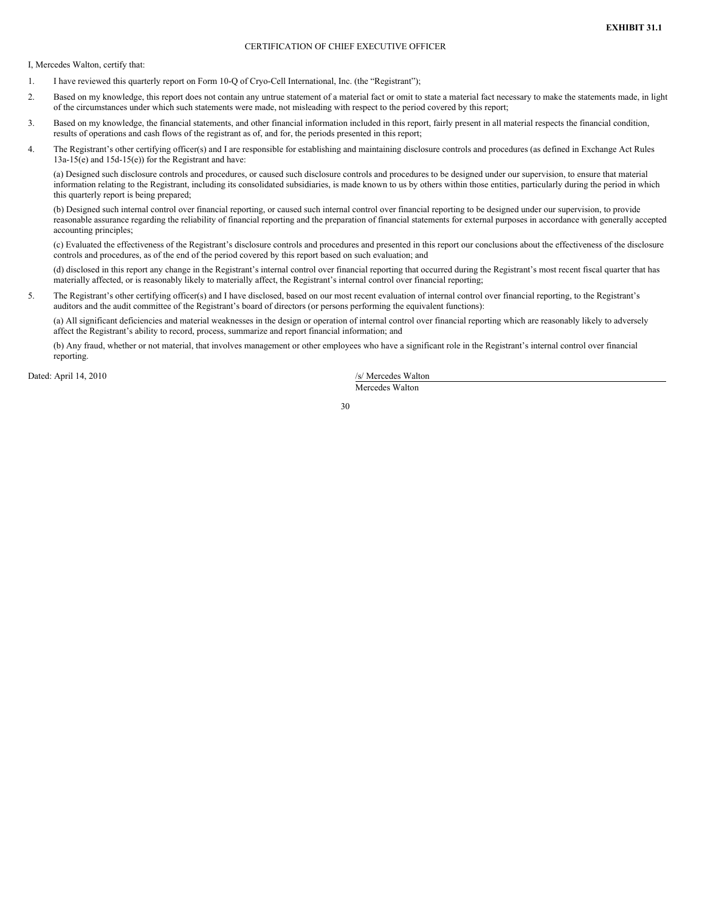**EXHIBIT 31.1**

CERTIFICATION OF CHIEF EXECUTIVE OFFICER

I, Mercedes Walton, certify that:

1. I have reviewed this quarterly report on Form 10-Q of Cryo-Cell International, Inc. (the "Registrant");

2. Based on my knowledge, this report does not contain any untrue statement of a material fact or omit to state a material fact necessary to make the statements made, in light of the circumstances under which such statements were made, not misleading with respect to the period covered by this report;

3. Based on my knowledge, the financial statements, and other financial information included in this report, fairly present in all material respects the financial condition, results of operations and cash flows of the registrant as of, and for, the periods presented in this report;

4. The Registrant's other certifying officer(s) and I are responsible for establishing and maintaining disclosure controls and procedures (as defined in Exchange Act Rules 13a-15(e) and 15d-15(e)) for the Registrant and have:

   (a) Designed such disclosure controls and procedures, or caused such disclosure controls and procedures to be designed under our supervision, to ensure that material information relating to the Registrant, including its consolidated subsidiaries, is made known to us by others within those entities, particularly during the period in which this quarterly report is being prepared;

   (b) Designed such internal control over financial reporting, or caused such internal control over financial reporting to be designed under our supervision, to provide reasonable assurance regarding the reliability of financial reporting and the preparation of financial statements for external purposes in accordance with generally accepted accounting principles;

   (c) Evaluated the effectiveness of the Registrant's disclosure controls and procedures and presented in this report our conclusions about the effectiveness of the disclosure controls and procedures, as of the end of the period covered by this report based on such evaluation; and

   (d) disclosed in this report any change in the Registrant's internal control over financial reporting that occurred during the Registrant's most recent fiscal quarter that has materially affected, or is reasonably likely to materially affect, the Registrant's internal control over financial reporting;

5. The Registrant's other certifying officer(s) and I have disclosed, based on our most recent evaluation of internal control over financial reporting, to the Registrant's auditors and the audit committee of the Registrant's board of directors (or persons performing the equivalent functions):

   (a) All significant deficiencies and material weaknesses in the design or operation of internal control over financial reporting which are reasonably likely to adversely affect the Registrant's ability to record, process, summarize and report financial information; and

   (b) Any fraud, whether or not material, that involves management or other employees who have a significant role in the Registrant's internal control over financial reporting.

Dated: April 14, 2010

/s/ Mercedes Walton

Mercedes Walton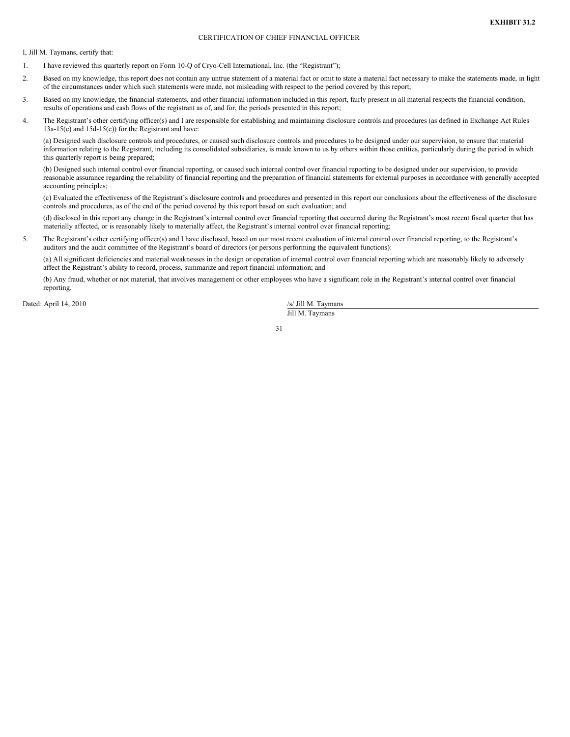**EXHIBIT 31.2**

CERTIFICATION OF CHIEF FINANCIAL OFFICER

I, Jill M. Taymans, certify that:

1. I have reviewed this quarterly report on Form 10-Q of Cryo-Cell International, Inc. (the "Registrant");

2. Based on my knowledge, this report does not contain any untrue statement of a material fact or omit to state a material fact necessary to make the statements made, in light of the circumstances under which such statements were made, not misleading with respect to the period covered by this report;

3. Based on my knowledge, the financial statements, and other financial information included in this report, fairly present in all material respects the financial condition, results of operations and cash flows of the registrant as of, and for, the periods presented in this report;

4. The Registrant's other certifying officer(s) and I are responsible for establishing and maintaining disclosure controls and procedures (as defined in Exchange Act Rules 13a-15(e) and 15d-15(e)) for the Registrant and have:

   (a) Designed such disclosure controls and procedures, or caused such disclosure controls and procedures to be designed under our supervision, to ensure that material information relating to the Registrant, including its consolidated subsidiaries, is made known to us by others within those entities, particularly during the period in which this quarterly report is being prepared;

   (b) Designed such internal control over financial reporting, or caused such internal control over financial reporting to be designed under our supervision, to provide reasonable assurance regarding the reliability of financial reporting and the preparation of financial statements for external purposes in accordance with generally accepted accounting principles;

   (c) Evaluated the effectiveness of the Registrant's disclosure controls and procedures and presented in this report our conclusions about the effectiveness of the disclosure controls and procedures, as of the end of the period covered by this report based on such evaluation; and

   (d) disclosed in this report any change in the Registrant's internal control over financial reporting that occurred during the Registrant's most recent fiscal quarter that has materially affected, or is reasonably likely to materially affect, the Registrant's internal control over financial reporting;

5. The Registrant's other certifying officer(s) and I have disclosed, based on our most recent evaluation of internal control over financial reporting, to the Registrant's auditors and the audit committee of the Registrant's board of directors (or persons performing the equivalent functions):

   (a) All significant deficiencies and material weaknesses in the design or operation of internal control over financial reporting which are reasonably likely to adversely affect the Registrant's ability to record, process, summarize and report financial information; and

   (b) Any fraud, whether or not material, that involves management or other employees who have a significant role in the Registrant's internal control over financial reporting.

Dated: April 14, 2010

/s/ Jill M. Taymans

Jill M. Taymans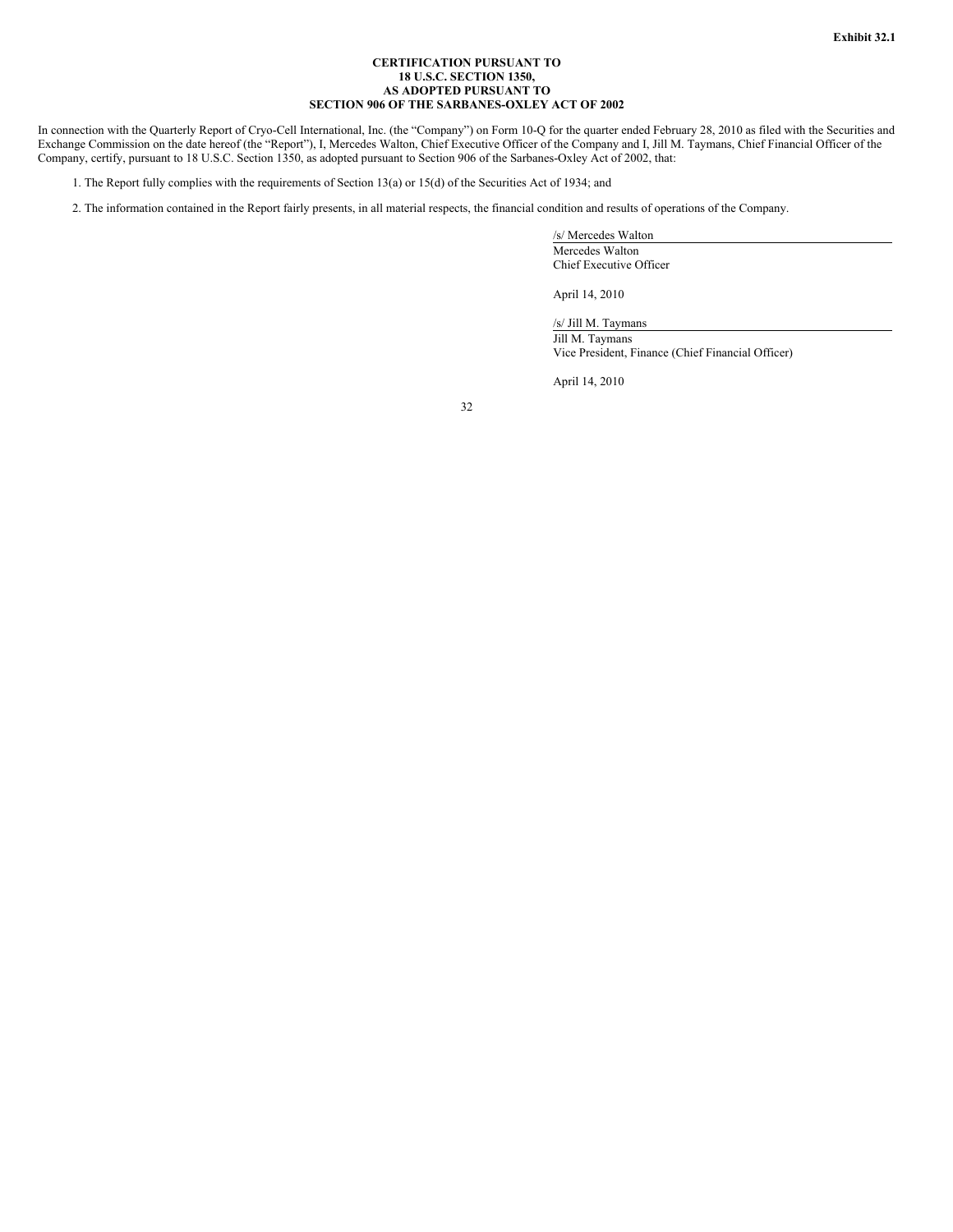**Exhibit 32.1**

**CERTIFICATION PURSUANT TO**
**18 U.S.C. SECTION 1350,**
**AS ADOPTED PURSUANT TO**
**SECTION 906 OF THE SARBANES-OXLEY ACT OF 2002**

In connection with the Quarterly Report of Cryo-Cell International, Inc. (the "Company") on Form 10-Q for the quarter ended February 28, 2010 as filed with the Securities and Exchange Commission on the date hereof (the "Report"), I, Mercedes Walton, Chief Executive Officer of the Company and I, Jill M. Taymans, Chief Financial Officer of the Company, certify, pursuant to 18 U.S.C. Section 1350, as adopted pursuant to Section 906 of the Sarbanes-Oxley Act of 2002, that:

1. The Report fully complies with the requirements of Section 13(a) or 15(d) of the Securities Act of 1934; and

2. The information contained in the Report fairly presents, in all material respects, the financial condition and results of operations of the Company.

/s/ Mercedes Walton
Mercedes Walton
Chief Executive Officer

April 14, 2010

/s/ Jill M. Taymans
Jill M. Taymans
Vice President, Finance (Chief Financial Officer)

April 14, 2010